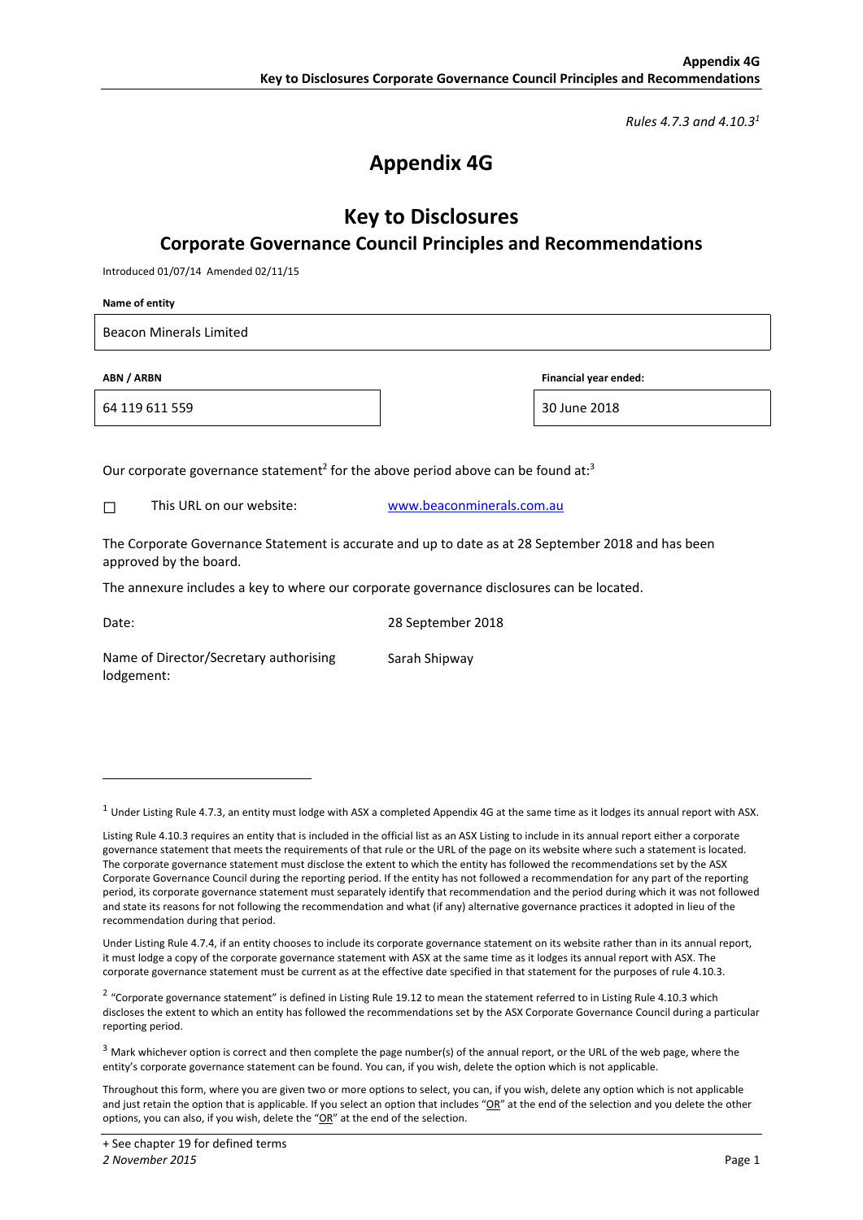*Rules 4.7.3 and 4.10.3*[1]

# Appendix 4G

## Key to Disclosures

### Corporate Governance Council Principles and Recommendations

Introduced 01/07/14 Amended 02/11/15

**Name of entity**

| Beacon Minerals Limited |
|---|

| **ABN / ARBN** | **Financial year ended:** |
|---|---|
| 64 119 611 559 | 30 June 2018 |

Our corporate governance statement[2] for the above period above can be found at:[3]

☐ This URL on our website: www.beaconminerals.com.au

The Corporate Governance Statement is accurate and up to date as at 28 September 2018 and has been approved by the board.

The annexure includes a key to where our corporate governance disclosures can be located.

Date: 28 September 2018

Name of Director/Secretary authorising lodgement: Sarah Shipway

---

[1] Under Listing Rule 4.7.3, an entity must lodge with ASX a completed Appendix 4G at the same time as it lodges its annual report with ASX.

Listing Rule 4.10.3 requires an entity that is included in the official list as an ASX Listing to include in its annual report either a corporate governance statement that meets the requirements of that rule or the URL of the page on its website where such a statement is located. The corporate governance statement must disclose the extent to which the entity has followed the recommendations set by the ASX Corporate Governance Council during the reporting period. If the entity has not followed a recommendation for any part of the reporting period, its corporate governance statement must separately identify that recommendation and the period during which it was not followed and state its reasons for not following the recommendation and what (if any) alternative governance practices it adopted in lieu of the recommendation during that period.

Under Listing Rule 4.7.4, if an entity chooses to include its corporate governance statement on its website rather than in its annual report, it must lodge a copy of the corporate governance statement with ASX at the same time as it lodges its annual report with ASX. The corporate governance statement must be current as at the effective date specified in that statement for the purposes of rule 4.10.3.

[2] "Corporate governance statement" is defined in Listing Rule 19.12 to mean the statement referred to in Listing Rule 4.10.3 which discloses the extent to which an entity has followed the recommendations set by the ASX Corporate Governance Council during a particular reporting period.

[3] Mark whichever option is correct and then complete the page number(s) of the annual report, or the URL of the web page, where the entity's corporate governance statement can be found. You can, if you wish, delete the option which is not applicable.

Throughout this form, where you are given two or more options to select, you can, if you wish, delete any option which is not applicable and just retain the option that is applicable. If you select an option that includes "OR" at the end of the selection and you delete the other options, you can also, if you wish, delete the "OR" at the end of the selection.

+ See chapter 19 for defined terms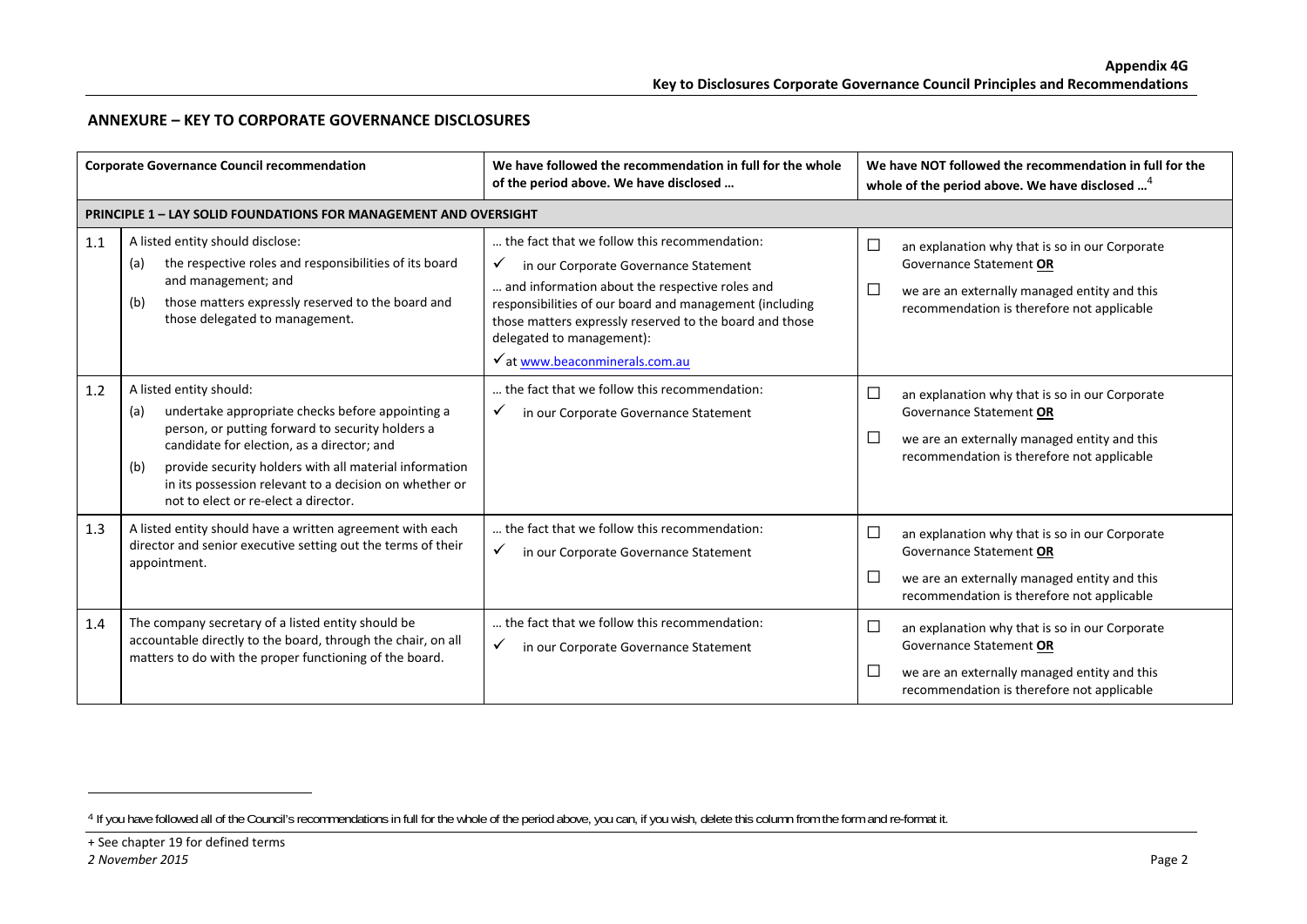## ANNEXURE – KEY TO CORPORATE GOVERNANCE DISCLOSURES

| | Corporate Governance Council recommendation | We have followed the recommendation in full for the whole of the period above. We have disclosed … | We have NOT followed the recommendation in full for the whole of the period above. We have disclosed …[4] |
|---|---|---|---|
| **PRINCIPLE 1 – LAY SOLID FOUNDATIONS FOR MANAGEMENT AND OVERSIGHT** | | | |
| 1.1 | A listed entity should disclose:<br>(a) the respective roles and responsibilities of its board and management; and<br>(b) those matters expressly reserved to the board and those delegated to management. | … the fact that we follow this recommendation:<br>✓ in our Corporate Governance Statement<br>… and information about the respective roles and responsibilities of our board and management (including those matters expressly reserved to the board and those delegated to management):<br>✓ at www.beaconminerals.com.au | ☐ an explanation why that is so in our Corporate Governance Statement **OR**<br>☐ we are an externally managed entity and this recommendation is therefore not applicable |
| 1.2 | A listed entity should:<br>(a) undertake appropriate checks before appointing a person, or putting forward to security holders a candidate for election, as a director; and<br>(b) provide security holders with all material information in its possession relevant to a decision on whether or not to elect or re-elect a director. | … the fact that we follow this recommendation:<br>✓ in our Corporate Governance Statement | ☐ an explanation why that is so in our Corporate Governance Statement **OR**<br>☐ we are an externally managed entity and this recommendation is therefore not applicable |
| 1.3 | A listed entity should have a written agreement with each director and senior executive setting out the terms of their appointment. | … the fact that we follow this recommendation:<br>✓ in our Corporate Governance Statement | ☐ an explanation why that is so in our Corporate Governance Statement **OR**<br>☐ we are an externally managed entity and this recommendation is therefore not applicable |
| 1.4 | The company secretary of a listed entity should be accountable directly to the board, through the chair, on all matters to do with the proper functioning of the board. | … the fact that we follow this recommendation:<br>✓ in our Corporate Governance Statement | ☐ an explanation why that is so in our Corporate Governance Statement **OR**<br>☐ we are an externally managed entity and this recommendation is therefore not applicable |

[4] If you have followed all of the Council's recommendations in full for the whole of the period above, you can, if you wish, delete this column from the form and re-format it.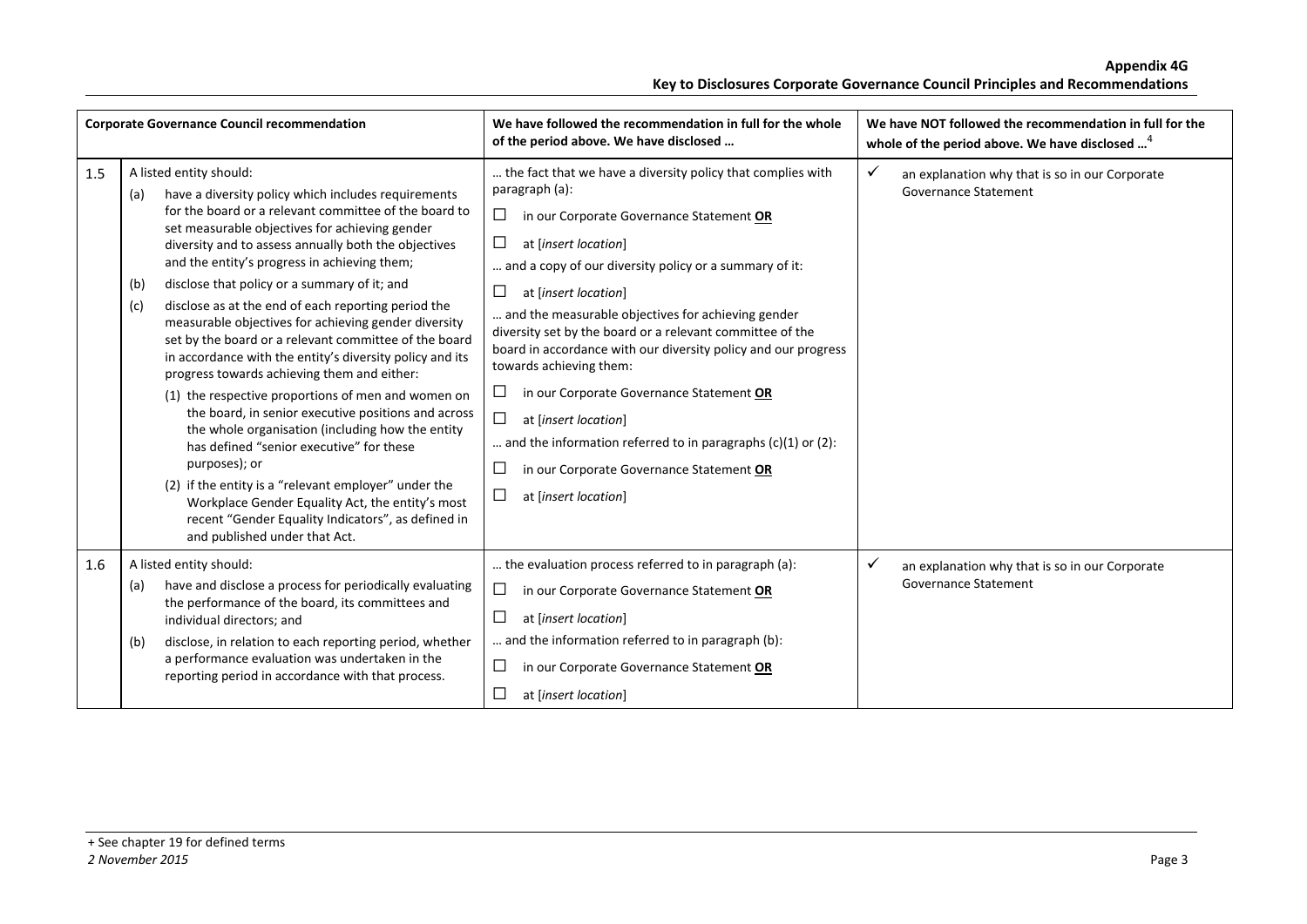| Corporate Governance Council recommendation | | We have followed the recommendation in full for the whole of the period above. We have disclosed … | We have NOT followed the recommendation in full for the whole of the period above. We have disclosed …[4] |
|---|---|---|---|
| 1.5 | A listed entity should:<br>(a) have a diversity policy which includes requirements for the board or a relevant committee of the board to set measurable objectives for achieving gender diversity and to assess annually both the objectives and the entity's progress in achieving them;<br>(b) disclose that policy or a summary of it; and<br>(c) disclose as at the end of each reporting period the measurable objectives for achieving gender diversity set by the board or a relevant committee of the board in accordance with the entity's diversity policy and its progress towards achieving them and either:<br>(1) the respective proportions of men and women on the board, in senior executive positions and across the whole organisation (including how the entity has defined "senior executive" for these purposes); or<br>(2) if the entity is a "relevant employer" under the Workplace Gender Equality Act, the entity's most recent "Gender Equality Indicators", as defined in and published under that Act. | … the fact that we have a diversity policy that complies with paragraph (a):<br>☐ in our Corporate Governance Statement **OR**<br>☐ at [*insert location*]<br>… and a copy of our diversity policy or a summary of it:<br>☐ at [*insert location*]<br>… and the measurable objectives for achieving gender diversity set by the board or a relevant committee of the board in accordance with our diversity policy and our progress towards achieving them:<br>☐ in our Corporate Governance Statement **OR**<br>☐ at [*insert location*]<br>… and the information referred to in paragraphs (c)(1) or (2):<br>☐ in our Corporate Governance Statement **OR**<br>☐ at [*insert location*] | ✓ an explanation why that is so in our Corporate Governance Statement |
| 1.6 | A listed entity should:<br>(a) have and disclose a process for periodically evaluating the performance of the board, its committees and individual directors; and<br>(b) disclose, in relation to each reporting period, whether a performance evaluation was undertaken in the reporting period in accordance with that process. | … the evaluation process referred to in paragraph (a):<br>☐ in our Corporate Governance Statement **OR**<br>☐ at [*insert location*]<br>… and the information referred to in paragraph (b):<br>☐ in our Corporate Governance Statement **OR**<br>☐ at [*insert location*] | ✓ an explanation why that is so in our Corporate Governance Statement |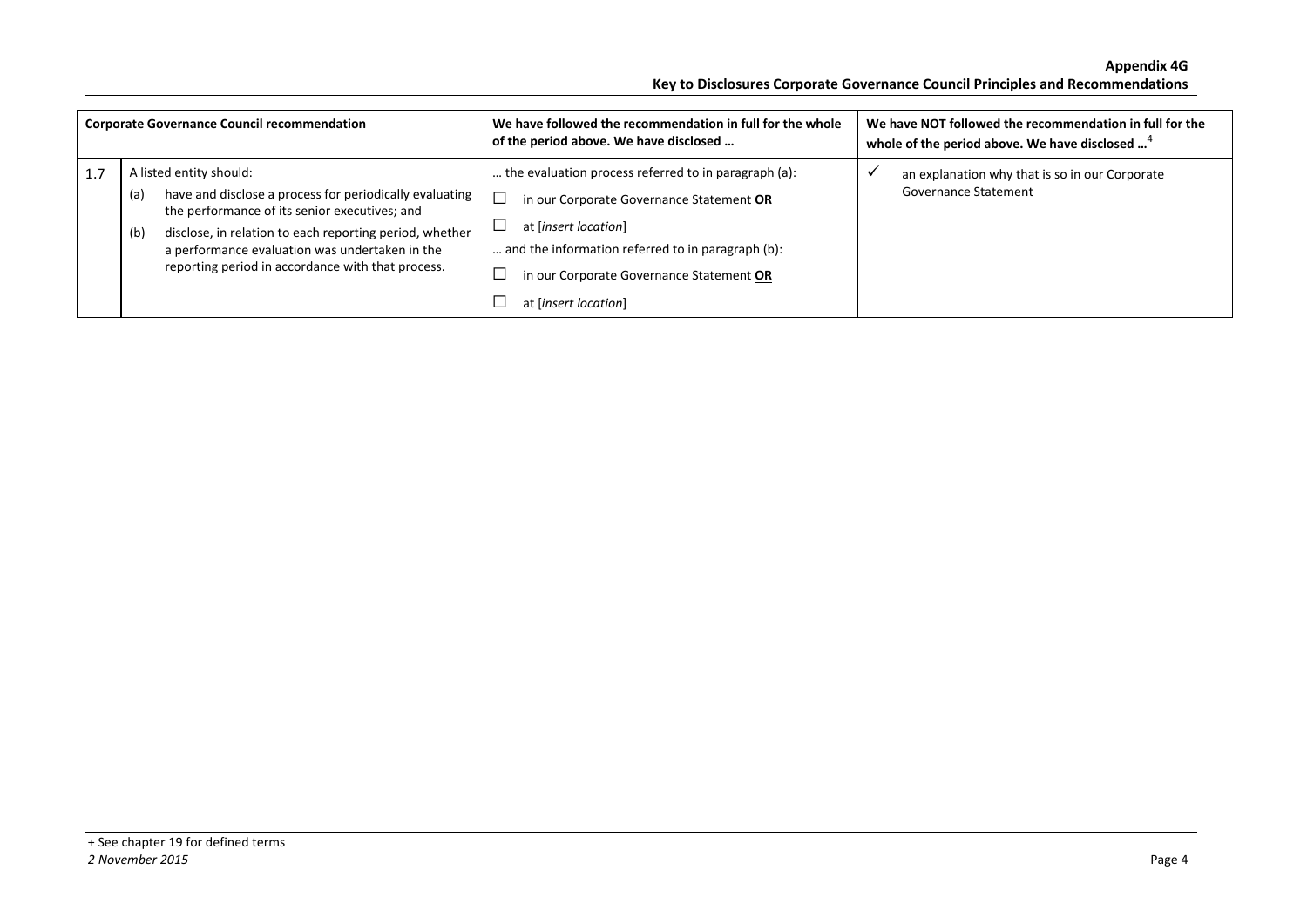| Corporate Governance Council recommendation | | We have followed the recommendation in full for the whole of the period above. We have disclosed … | We have NOT followed the recommendation in full for the whole of the period above. We have disclosed …[4] |
|---|---|---|---|
| 1.7 | A listed entity should:<br>(a) have and disclose a process for periodically evaluating the performance of its senior executives; and<br>(b) disclose, in relation to each reporting period, whether a performance evaluation was undertaken in the reporting period in accordance with that process. | … the evaluation process referred to in paragraph (a):<br>☐ in our Corporate Governance Statement **OR**<br>☐ at [*insert location*]<br>… and the information referred to in paragraph (b):<br>☐ in our Corporate Governance Statement **OR**<br>☐ at [*insert location*] | ✓ an explanation why that is so in our Corporate Governance Statement |

+ See chapter 19 for defined terms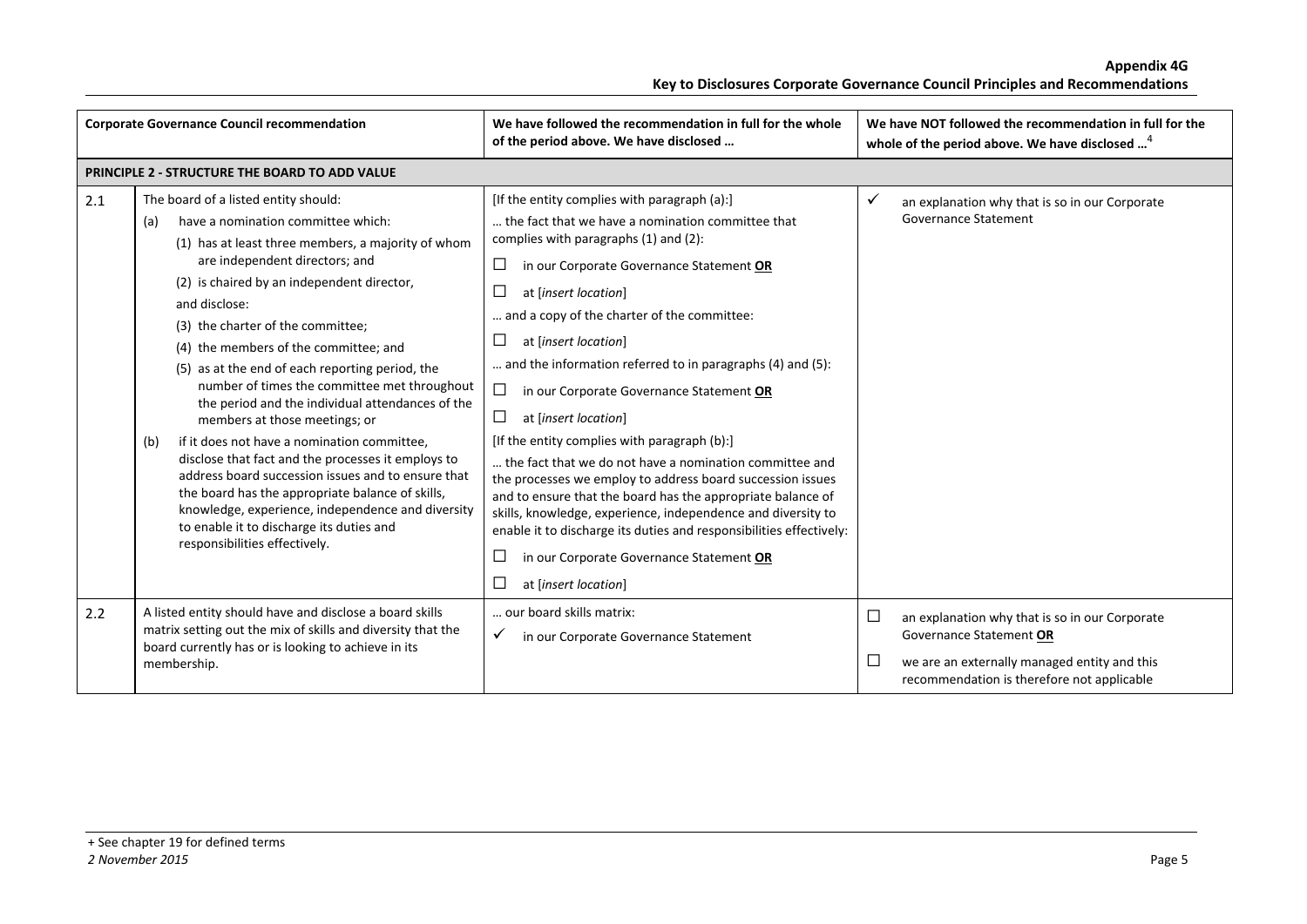| | Corporate Governance Council recommendation | We have followed the recommendation in full for the whole of the period above. We have disclosed … | We have NOT followed the recommendation in full for the whole of the period above. We have disclosed …[4] |
|---|---|---|---|
| **PRINCIPLE 2 - STRUCTURE THE BOARD TO ADD VALUE** | | | |
| 2.1 | The board of a listed entity should:<br>(a) have a nomination committee which:<br>(1) has at least three members, a majority of whom are independent directors; and<br>(2) is chaired by an independent director,<br>and disclose:<br>(3) the charter of the committee;<br>(4) the members of the committee; and<br>(5) as at the end of each reporting period, the number of times the committee met throughout the period and the individual attendances of the members at those meetings; or<br>(b) if it does not have a nomination committee, disclose that fact and the processes it employs to address board succession issues and to ensure that the board has the appropriate balance of skills, knowledge, experience, independence and diversity to enable it to discharge its duties and responsibilities effectively. | [If the entity complies with paragraph (a):]<br>… the fact that we have a nomination committee that complies with paragraphs (1) and (2):<br>☐ in our Corporate Governance Statement **OR**<br>☐ at [*insert location*]<br>… and a copy of the charter of the committee:<br>☐ at [*insert location*]<br>… and the information referred to in paragraphs (4) and (5):<br>☐ in our Corporate Governance Statement **OR**<br>☐ at [*insert location*]<br>[If the entity complies with paragraph (b):]<br>… the fact that we do not have a nomination committee and the processes we employ to address board succession issues and to ensure that the board has the appropriate balance of skills, knowledge, experience, independence and diversity to enable it to discharge its duties and responsibilities effectively:<br>☐ in our Corporate Governance Statement **OR**<br>☐ at [*insert location*] | ✓ an explanation why that is so in our Corporate Governance Statement |
| 2.2 | A listed entity should have and disclose a board skills matrix setting out the mix of skills and diversity that the board currently has or is looking to achieve in its membership. | … our board skills matrix:<br>✓ in our Corporate Governance Statement | ☐ an explanation why that is so in our Corporate Governance Statement **OR**<br>☐ we are an externally managed entity and this recommendation is therefore not applicable |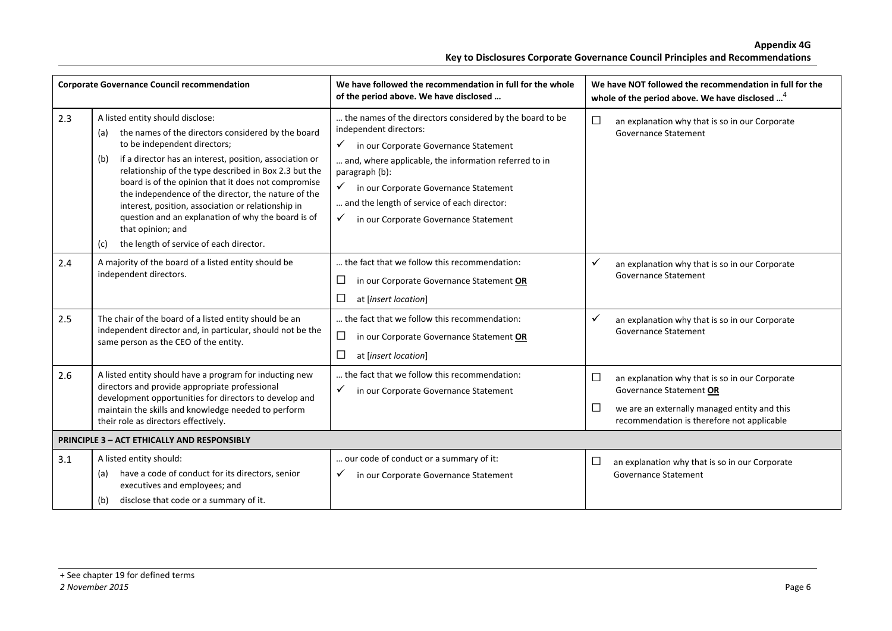| Corporate Governance Council recommendation | | We have followed the recommendation in full for the whole of the period above. We have disclosed … | We have NOT followed the recommendation in full for the whole of the period above. We have disclosed …[4] |
|---|---|---|---|
| 2.3 | A listed entity should disclose:<br>(a) the names of the directors considered by the board to be independent directors;<br>(b) if a director has an interest, position, association or relationship of the type described in Box 2.3 but the board is of the opinion that it does not compromise the independence of the director, the nature of the interest, position, association or relationship in question and an explanation of why the board is of that opinion; and<br>(c) the length of service of each director. | … the names of the directors considered by the board to be independent directors:<br>✓ in our Corporate Governance Statement<br>… and, where applicable, the information referred to in paragraph (b):<br>✓ in our Corporate Governance Statement<br>… and the length of service of each director:<br>✓ in our Corporate Governance Statement | ☐ an explanation why that is so in our Corporate Governance Statement |
| 2.4 | A majority of the board of a listed entity should be independent directors. | … the fact that we follow this recommendation:<br>☐ in our Corporate Governance Statement **OR**<br>☐ at [*insert location*] | ✓ an explanation why that is so in our Corporate Governance Statement |
| 2.5 | The chair of the board of a listed entity should be an independent director and, in particular, should not be the same person as the CEO of the entity. | … the fact that we follow this recommendation:<br>☐ in our Corporate Governance Statement **OR**<br>☐ at [*insert location*] | ✓ an explanation why that is so in our Corporate Governance Statement |
| 2.6 | A listed entity should have a program for inducting new directors and provide appropriate professional development opportunities for directors to develop and maintain the skills and knowledge needed to perform their role as directors effectively. | … the fact that we follow this recommendation:<br>✓ in our Corporate Governance Statement | ☐ an explanation why that is so in our Corporate Governance Statement **OR**<br>☐ we are an externally managed entity and this recommendation is therefore not applicable |
| **PRINCIPLE 3 – ACT ETHICALLY AND RESPONSIBLY** | | | |
| 3.1 | A listed entity should:<br>(a) have a code of conduct for its directors, senior executives and employees; and<br>(b) disclose that code or a summary of it. | … our code of conduct or a summary of it:<br>✓ in our Corporate Governance Statement | ☐ an explanation why that is so in our Corporate Governance Statement |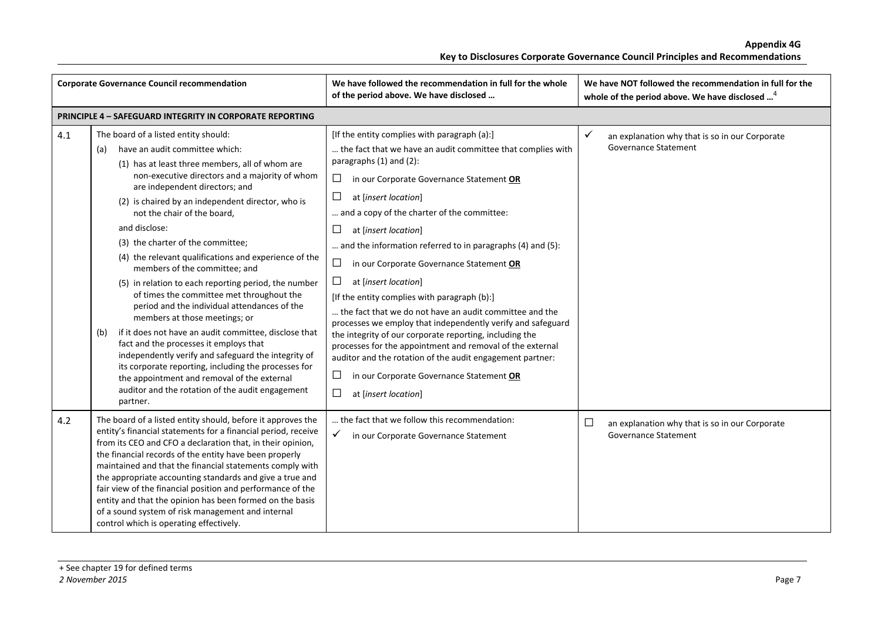| | Corporate Governance Council recommendation | We have followed the recommendation in full for the whole of the period above. We have disclosed … | We have NOT followed the recommendation in full for the whole of the period above. We have disclosed …[4] |
|---|---|---|---|
| **PRINCIPLE 4 – SAFEGUARD INTEGRITY IN CORPORATE REPORTING** | | | |
| 4.1 | The board of a listed entity should:<br>(a) have an audit committee which:<br>(1) has at least three members, all of whom are non-executive directors and a majority of whom are independent directors; and<br>(2) is chaired by an independent director, who is not the chair of the board,<br>and disclose:<br>(3) the charter of the committee;<br>(4) the relevant qualifications and experience of the members of the committee; and<br>(5) in relation to each reporting period, the number of times the committee met throughout the period and the individual attendances of the members at those meetings; or<br>(b) if it does not have an audit committee, disclose that fact and the processes it employs that independently verify and safeguard the integrity of its corporate reporting, including the processes for the appointment and removal of the external auditor and the rotation of the audit engagement partner. | [If the entity complies with paragraph (a):]<br>… the fact that we have an audit committee that complies with paragraphs (1) and (2):<br>☐ in our Corporate Governance Statement **OR**<br>☐ at [*insert location*]<br>… and a copy of the charter of the committee:<br>☐ at [*insert location*]<br>… and the information referred to in paragraphs (4) and (5):<br>☐ in our Corporate Governance Statement **OR**<br>☐ at [*insert location*]<br>[If the entity complies with paragraph (b):]<br>… the fact that we do not have an audit committee and the processes we employ that independently verify and safeguard the integrity of our corporate reporting, including the processes for the appointment and removal of the external auditor and the rotation of the audit engagement partner:<br>☐ in our Corporate Governance Statement **OR**<br>☐ at [*insert location*] | ✓ an explanation why that is so in our Corporate Governance Statement |
| 4.2 | The board of a listed entity should, before it approves the entity's financial statements for a financial period, receive from its CEO and CFO a declaration that, in their opinion, the financial records of the entity have been properly maintained and that the financial statements comply with the appropriate accounting standards and give a true and fair view of the financial position and performance of the entity and that the opinion has been formed on the basis of a sound system of risk management and internal control which is operating effectively. | … the fact that we follow this recommendation:<br>✓ in our Corporate Governance Statement | ☐ an explanation why that is so in our Corporate Governance Statement |

+ See chapter 19 for defined terms

*2 November 2015*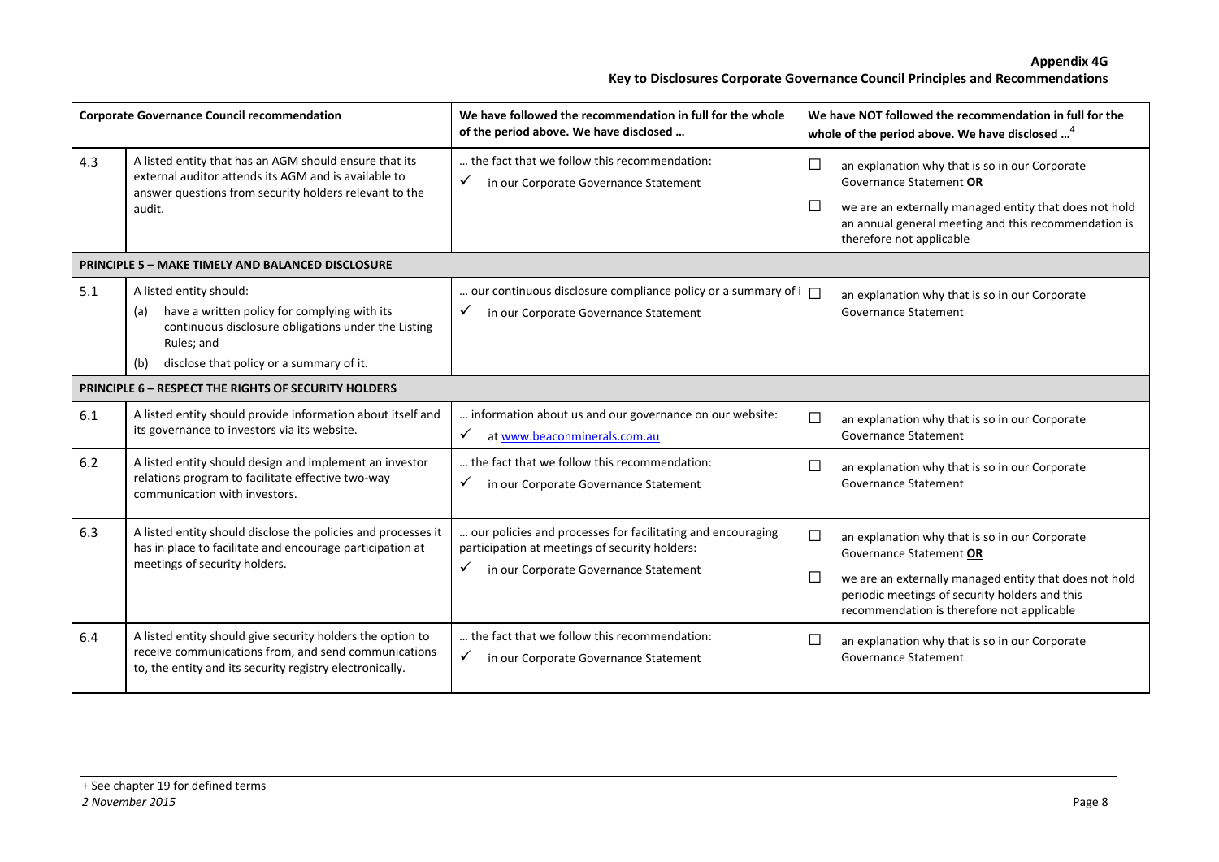| Corporate Governance Council recommendation | | We have followed the recommendation in full for the whole of the period above. We have disclosed … | We have NOT followed the recommendation in full for the whole of the period above. We have disclosed …[4] |
|---|---|---|---|
| 4.3 | A listed entity that has an AGM should ensure that its external auditor attends its AGM and is available to answer questions from security holders relevant to the audit. | … the fact that we follow this recommendation:<br>✓ in our Corporate Governance Statement | ☐ an explanation why that is so in our Corporate Governance Statement **OR**<br>☐ we are an externally managed entity that does not hold an annual general meeting and this recommendation is therefore not applicable |
| **PRINCIPLE 5 – MAKE TIMELY AND BALANCED DISCLOSURE** | | | |
| 5.1 | A listed entity should:<br>(a) have a written policy for complying with its continuous disclosure obligations under the Listing Rules; and<br>(b) disclose that policy or a summary of it. | … our continuous disclosure compliance policy or a summary of it:<br>✓ in our Corporate Governance Statement | ☐ an explanation why that is so in our Corporate Governance Statement |
| **PRINCIPLE 6 – RESPECT THE RIGHTS OF SECURITY HOLDERS** | | | |
| 6.1 | A listed entity should provide information about itself and its governance to investors via its website. | … information about us and our governance on our website:<br>✓ at www.beaconminerals.com.au | ☐ an explanation why that is so in our Corporate Governance Statement |
| 6.2 | A listed entity should design and implement an investor relations program to facilitate effective two-way communication with investors. | … the fact that we follow this recommendation:<br>✓ in our Corporate Governance Statement | ☐ an explanation why that is so in our Corporate Governance Statement |
| 6.3 | A listed entity should disclose the policies and processes it has in place to facilitate and encourage participation at meetings of security holders. | … our policies and processes for facilitating and encouraging participation at meetings of security holders:<br>✓ in our Corporate Governance Statement | ☐ an explanation why that is so in our Corporate Governance Statement **OR**<br>☐ we are an externally managed entity that does not hold periodic meetings of security holders and this recommendation is therefore not applicable |
| 6.4 | A listed entity should give security holders the option to receive communications from, and send communications to, the entity and its security registry electronically. | … the fact that we follow this recommendation:<br>✓ in our Corporate Governance Statement | ☐ an explanation why that is so in our Corporate Governance Statement |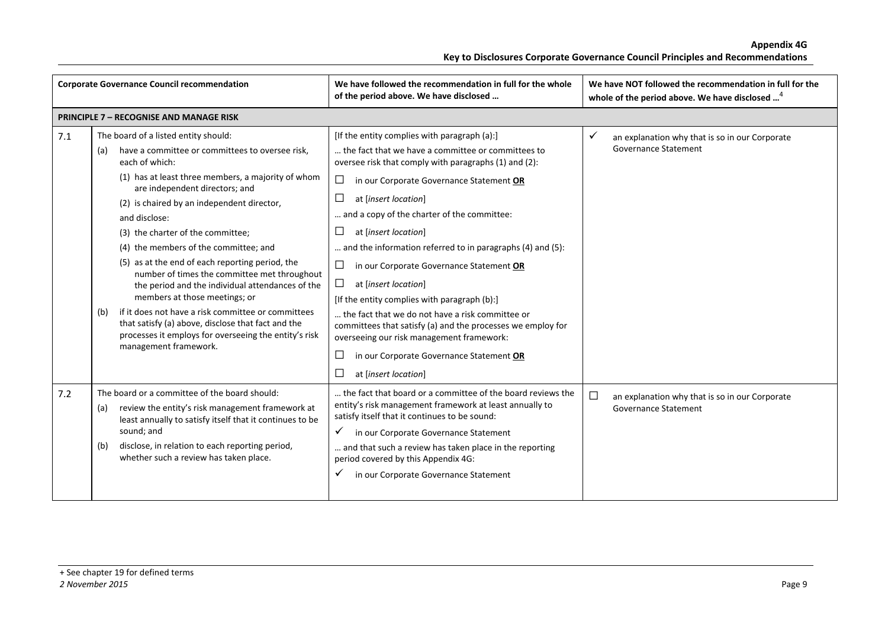| | Corporate Governance Council recommendation | We have followed the recommendation in full for the whole of the period above. We have disclosed … | We have NOT followed the recommendation in full for the whole of the period above. We have disclosed …[4] |
|---|---|---|---|
| **PRINCIPLE 7 – RECOGNISE AND MANAGE RISK** | | | |
| 7.1 | The board of a listed entity should:<br>(a) have a committee or committees to oversee risk, each of which:<br>(1) has at least three members, a majority of whom are independent directors; and<br>(2) is chaired by an independent director,<br>and disclose:<br>(3) the charter of the committee;<br>(4) the members of the committee; and<br>(5) as at the end of each reporting period, the number of times the committee met throughout the period and the individual attendances of the members at those meetings; or<br>(b) if it does not have a risk committee or committees that satisfy (a) above, disclose that fact and the processes it employs for overseeing the entity's risk management framework. | [If the entity complies with paragraph (a):]<br>… the fact that we have a committee or committees to oversee risk that comply with paragraphs (1) and (2):<br>☐ in our Corporate Governance Statement **OR**<br>☐ at [*insert location*]<br>… and a copy of the charter of the committee:<br>☐ at [*insert location*]<br>… and the information referred to in paragraphs (4) and (5):<br>☐ in our Corporate Governance Statement **OR**<br>☐ at [*insert location*]<br>[If the entity complies with paragraph (b):]<br>… the fact that we do not have a risk committee or committees that satisfy (a) and the processes we employ for overseeing our risk management framework:<br>☐ in our Corporate Governance Statement **OR**<br>☐ at [*insert location*] | ✓ an explanation why that is so in our Corporate Governance Statement |
| 7.2 | The board or a committee of the board should:<br>(a) review the entity's risk management framework at least annually to satisfy itself that it continues to be sound; and<br>(b) disclose, in relation to each reporting period, whether such a review has taken place. | … the fact that board or a committee of the board reviews the entity's risk management framework at least annually to satisfy itself that it continues to be sound:<br>✓ in our Corporate Governance Statement<br>… and that such a review has taken place in the reporting period covered by this Appendix 4G:<br>✓ in our Corporate Governance Statement | ☐ an explanation why that is so in our Corporate Governance Statement |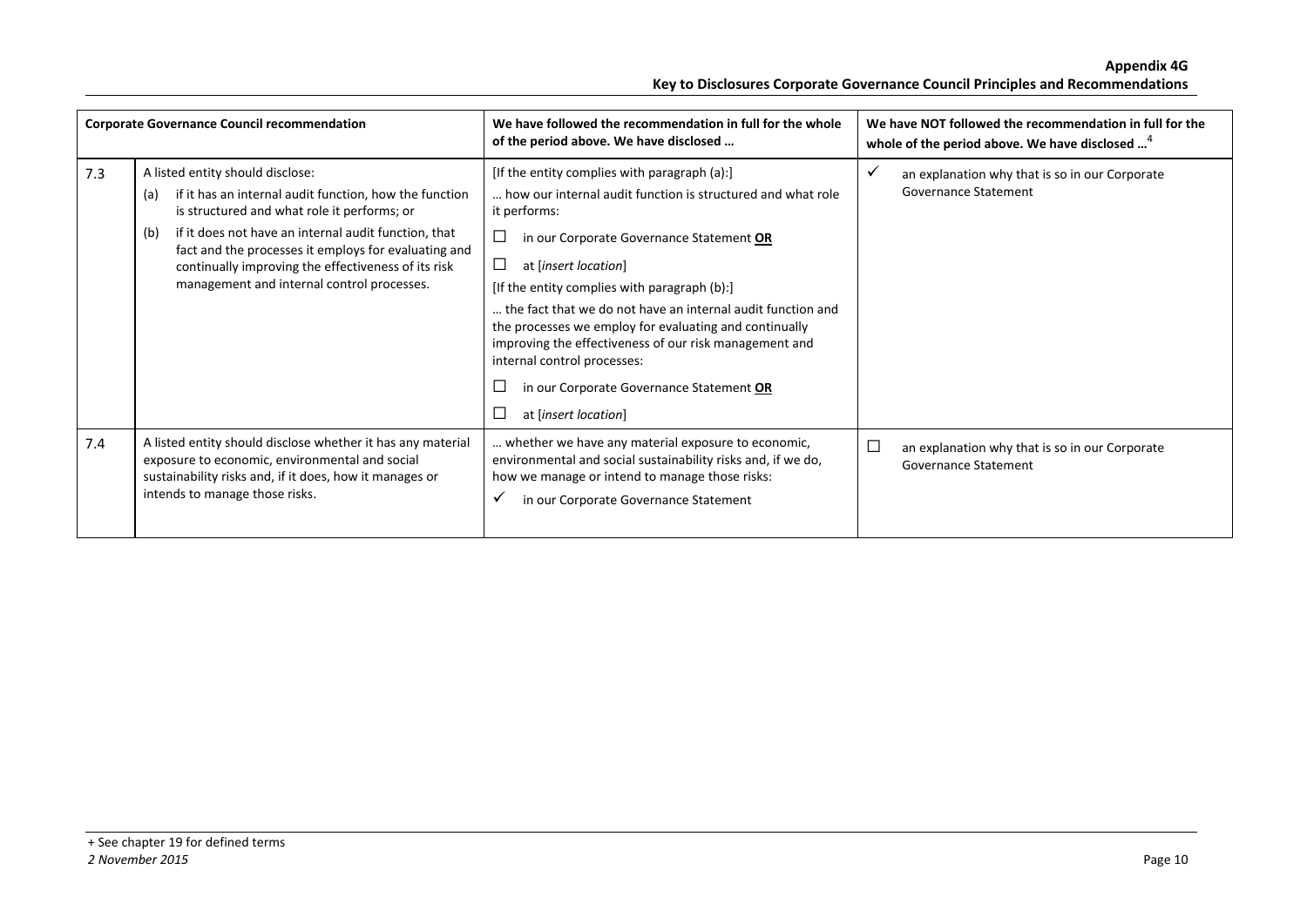| Corporate Governance Council recommendation | | We have followed the recommendation in full for the whole of the period above. We have disclosed … | We have NOT followed the recommendation in full for the whole of the period above. We have disclosed …[4] |
|---|---|---|---|
| 7.3 | A listed entity should disclose:<br>(a) if it has an internal audit function, how the function is structured and what role it performs; or<br>(b) if it does not have an internal audit function, that fact and the processes it employs for evaluating and continually improving the effectiveness of its risk management and internal control processes. | [If the entity complies with paragraph (a):]<br>… how our internal audit function is structured and what role it performs:<br>☐ in our Corporate Governance Statement **OR**<br>☐ at [*insert location*]<br>[If the entity complies with paragraph (b):]<br>… the fact that we do not have an internal audit function and the processes we employ for evaluating and continually improving the effectiveness of our risk management and internal control processes:<br>☐ in our Corporate Governance Statement **OR**<br>☐ at [*insert location*] | ✓ an explanation why that is so in our Corporate Governance Statement |
| 7.4 | A listed entity should disclose whether it has any material exposure to economic, environmental and social sustainability risks and, if it does, how it manages or intends to manage those risks. | … whether we have any material exposure to economic, environmental and social sustainability risks and, if we do, how we manage or intend to manage those risks:<br>✓ in our Corporate Governance Statement | ☐ an explanation why that is so in our Corporate Governance Statement |

+ See chapter 19 for defined terms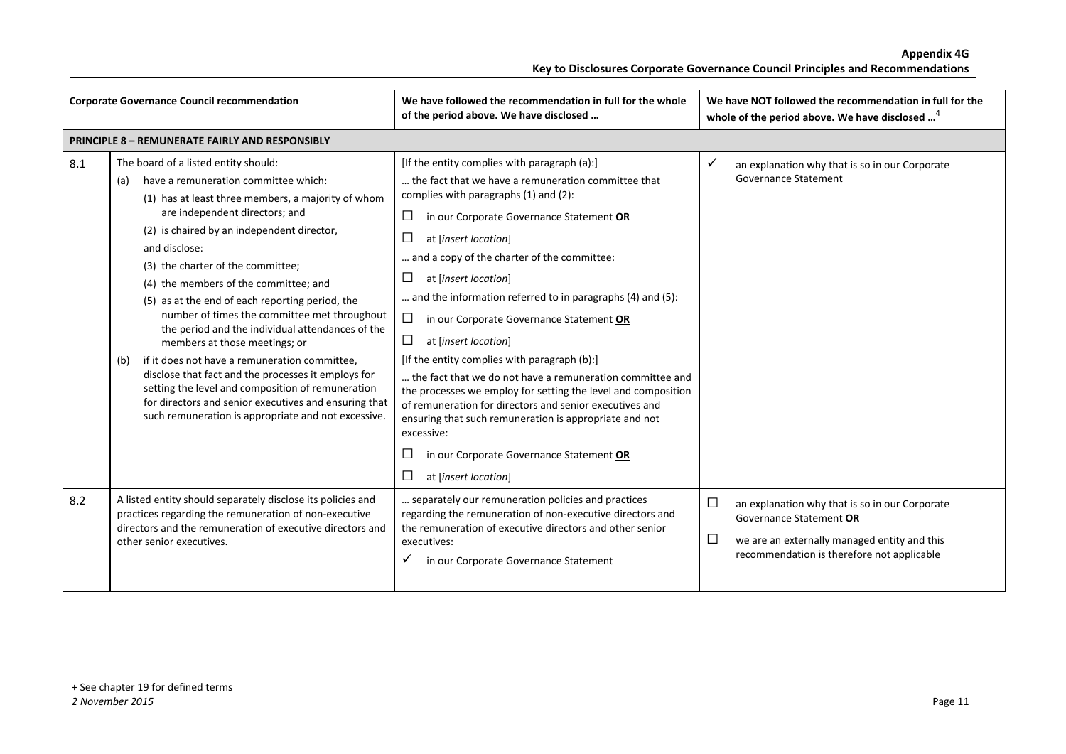| Corporate Governance Council recommendation | | We have followed the recommendation in full for the whole of the period above. We have disclosed … | We have NOT followed the recommendation in full for the whole of the period above. We have disclosed …[4] |
|---|---|---|---|
| **PRINCIPLE 8 – REMUNERATE FAIRLY AND RESPONSIBLY** | | | |
| 8.1 | The board of a listed entity should:<br>(a) have a remuneration committee which:<br>(1) has at least three members, a majority of whom are independent directors; and<br>(2) is chaired by an independent director,<br>and disclose:<br>(3) the charter of the committee;<br>(4) the members of the committee; and<br>(5) as at the end of each reporting period, the number of times the committee met throughout the period and the individual attendances of the members at those meetings; or<br>(b) if it does not have a remuneration committee, disclose that fact and the processes it employs for setting the level and composition of remuneration for directors and senior executives and ensuring that such remuneration is appropriate and not excessive. | [If the entity complies with paragraph (a):]<br>… the fact that we have a remuneration committee that complies with paragraphs (1) and (2):<br>☐ in our Corporate Governance Statement **OR**<br>☐ at [*insert location*]<br>… and a copy of the charter of the committee:<br>☐ at [*insert location*]<br>… and the information referred to in paragraphs (4) and (5):<br>☐ in our Corporate Governance Statement **OR**<br>☐ at [*insert location*]<br>[If the entity complies with paragraph (b):]<br>… the fact that we do not have a remuneration committee and the processes we employ for setting the level and composition of remuneration for directors and senior executives and ensuring that such remuneration is appropriate and not excessive:<br>☐ in our Corporate Governance Statement **OR**<br>☐ at [*insert location*] | ✓ an explanation why that is so in our Corporate Governance Statement |
| 8.2 | A listed entity should separately disclose its policies and practices regarding the remuneration of non-executive directors and the remuneration of executive directors and other senior executives. | … separately our remuneration policies and practices regarding the remuneration of non-executive directors and the remuneration of executive directors and other senior executives:<br>✓ in our Corporate Governance Statement | ☐ an explanation why that is so in our Corporate Governance Statement **OR**<br>☐ we are an externally managed entity and this recommendation is therefore not applicable |

+ See chapter 19 for defined terms

*2 November 2015*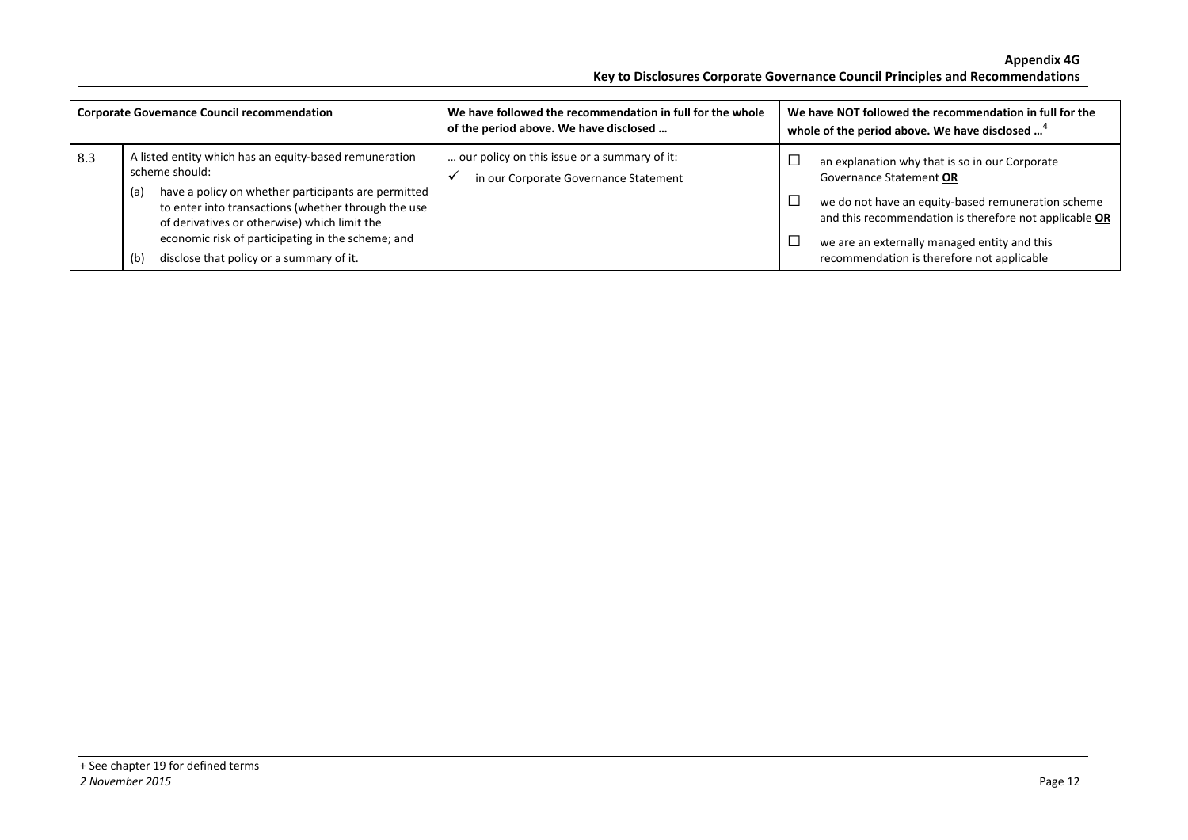| Corporate Governance Council recommendation | | We have followed the recommendation in full for the whole of the period above. We have disclosed … | We have NOT followed the recommendation in full for the whole of the period above. We have disclosed …[4] |
|---|---|---|---|
| 8.3 | A listed entity which has an equity-based remuneration scheme should:<br>(a) have a policy on whether participants are permitted to enter into transactions (whether through the use of derivatives or otherwise) which limit the economic risk of participating in the scheme; and<br>(b) disclose that policy or a summary of it. | … our policy on this issue or a summary of it:<br>✓ in our Corporate Governance Statement | ☐ an explanation why that is so in our Corporate Governance Statement **OR**<br>☐ we do not have an equity-based remuneration scheme and this recommendation is therefore not applicable **OR**<br>☐ we are an externally managed entity and this recommendation is therefore not applicable |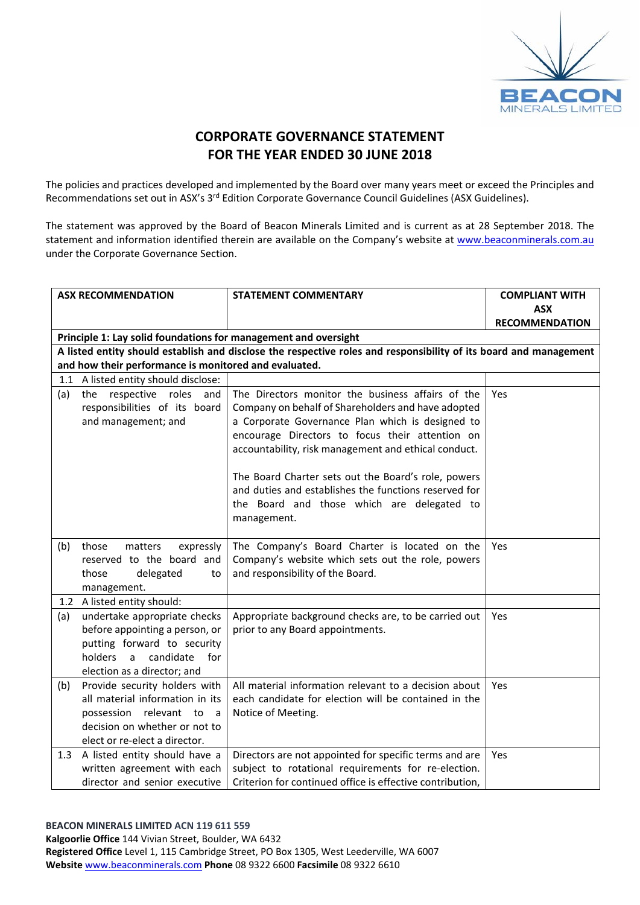# CORPORATE GOVERNANCE STATEMENT
# FOR THE YEAR ENDED 30 JUNE 2018

The policies and practices developed and implemented by the Board over many years meet or exceed the Principles and Recommendations set out in ASX's 3rd Edition Corporate Governance Council Guidelines (ASX Guidelines).

The statement was approved by the Board of Beacon Minerals Limited and is current as at 28 September 2018. The statement and information identified therein are available on the Company's website at www.beaconminerals.com.au under the Corporate Governance Section.

| ASX RECOMMENDATION | STATEMENT COMMENTARY | COMPLIANT WITH ASX RECOMMENDATION |
|---|---|---|
| **Principle 1: Lay solid foundations for management and oversight** | | |
| **A listed entity should establish and disclose the respective roles and responsibility of its board and management and how their performance is monitored and evaluated.** | | |
| 1.1 A listed entity should disclose: | | |
| (a) the respective roles and responsibilities of its board and management; and | The Directors monitor the business affairs of the Company on behalf of Shareholders and have adopted a Corporate Governance Plan which is designed to encourage Directors to focus their attention on accountability, risk management and ethical conduct.<br><br>The Board Charter sets out the Board's role, powers and duties and establishes the functions reserved for the Board and those which are delegated to management. | Yes |
| (b) those matters expressly reserved to the board and those delegated to management. | The Company's Board Charter is located on the Company's website which sets out the role, powers and responsibility of the Board. | Yes |
| 1.2 A listed entity should: | | |
| (a) undertake appropriate checks before appointing a person, or putting forward to security holders a candidate for election as a director; and | Appropriate background checks are, to be carried out prior to any Board appointments. | Yes |
| (b) Provide security holders with all material information in its possession relevant to a decision on whether or not to elect or re-elect a director. | All material information relevant to a decision about each candidate for election will be contained in the Notice of Meeting. | Yes |
| 1.3 A listed entity should have a written agreement with each director and senior executive | Directors are not appointed for specific terms and are subject to rotational requirements for re-election. Criterion for continued office is effective contribution, | Yes |

**BEACON MINERALS LIMITED ACN 119 611 559**
**Kalgoorlie Office** 144 Vivian Street, Boulder, WA 6432
**Registered Office** Level 1, 115 Cambridge Street, PO Box 1305, West Leederville, WA 6007
**Website** www.beaconminerals.com **Phone** 08 9322 6600 **Facsimile** 08 9322 6610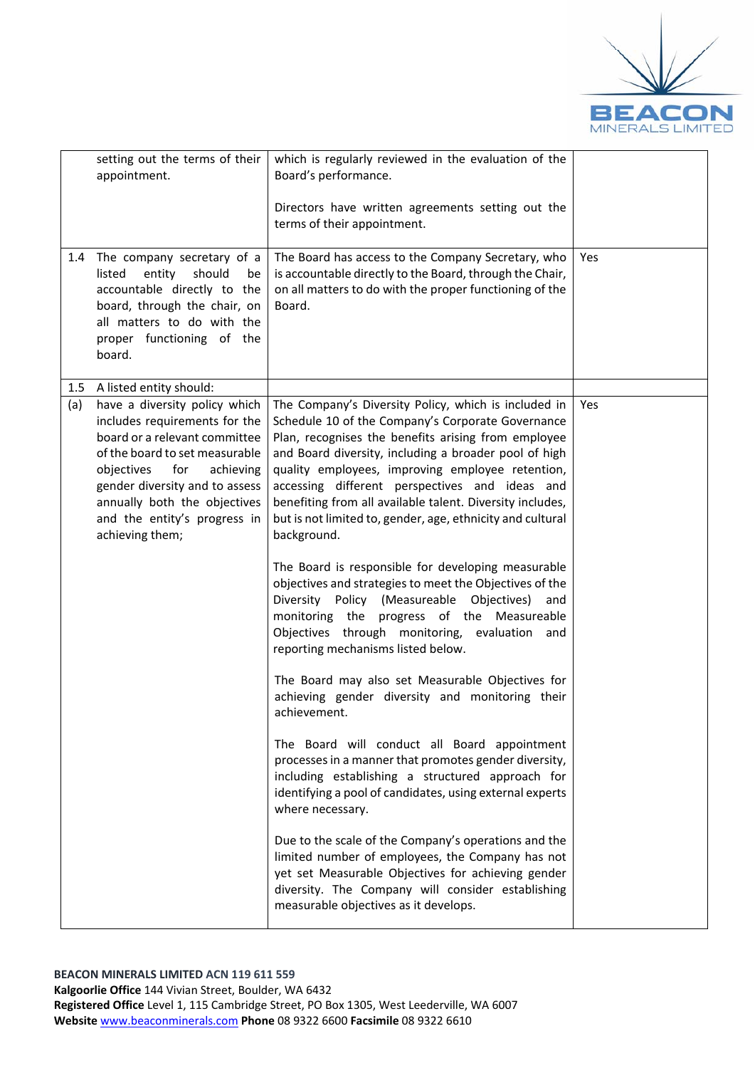| | | | |
|---|---|---|---|
| | setting out the terms of their appointment. | which is regularly reviewed in the evaluation of the Board's performance.<br><br>Directors have written agreements setting out the terms of their appointment. | |
| 1.4 | The company secretary of a listed entity should be accountable directly to the board, through the chair, on all matters to do with the proper functioning of the board. | The Board has access to the Company Secretary, who is accountable directly to the Board, through the Chair, on all matters to do with the proper functioning of the Board. | Yes |
| 1.5 | A listed entity should: | | |
| (a) | have a diversity policy which includes requirements for the board or a relevant committee of the board to set measurable objectives for achieving gender diversity and to assess annually both the objectives and the entity's progress in achieving them; | The Company's Diversity Policy, which is included in Schedule 10 of the Company's Corporate Governance Plan, recognises the benefits arising from employee and Board diversity, including a broader pool of high quality employees, improving employee retention, accessing different perspectives and ideas and benefiting from all available talent. Diversity includes, but is not limited to, gender, age, ethnicity and cultural background.<br><br>The Board is responsible for developing measurable objectives and strategies to meet the Objectives of the Diversity Policy (Measureable Objectives) and monitoring the progress of the Measureable Objectives through monitoring, evaluation and reporting mechanisms listed below.<br><br>The Board may also set Measurable Objectives for achieving gender diversity and monitoring their achievement.<br><br>The Board will conduct all Board appointment processes in a manner that promotes gender diversity, including establishing a structured approach for identifying a pool of candidates, using external experts where necessary.<br><br>Due to the scale of the Company's operations and the limited number of employees, the Company has not yet set Measurable Objectives for achieving gender diversity. The Company will consider establishing measurable objectives as it develops. | Yes |

**BEACON MINERALS LIMITED ACN 119 611 559**
**Kalgoorlie Office** 144 Vivian Street, Boulder, WA 6432
**Registered Office** Level 1, 115 Cambridge Street, PO Box 1305, West Leederville, WA 6007
**Website** www.beaconminerals.com **Phone** 08 9322 6600 **Facsimile** 08 9322 6610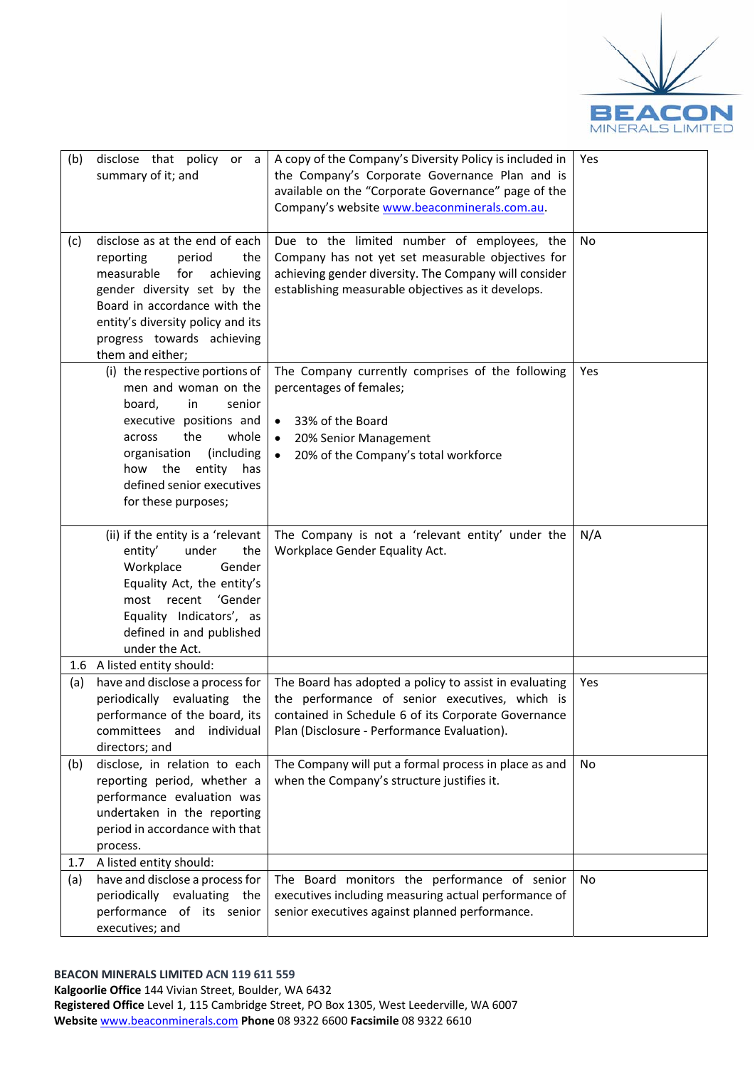| | | | |
|---|---|---|---|
| (b) | disclose that policy or a summary of it; and | A copy of the Company's Diversity Policy is included in the Company's Corporate Governance Plan and is available on the "Corporate Governance" page of the Company's website www.beaconminerals.com.au. | Yes |
| (c) | disclose as at the end of each reporting period the measurable for achieving gender diversity set by the Board in accordance with the entity's diversity policy and its progress towards achieving them and either; | Due to the limited number of employees, the Company has not yet set measurable objectives for achieving gender diversity. The Company will consider establishing measurable objectives as it develops. | No |
| | (i) the respective portions of men and woman on the board, in senior executive positions and across the whole organisation (including how the entity has defined senior executives for these purposes; | The Company currently comprises of the following percentages of females; <br>• 33% of the Board <br>• 20% Senior Management <br>• 20% of the Company's total workforce | Yes |
| | (ii) if the entity is a 'relevant entity' under the Workplace Gender Equality Act, the entity's most recent 'Gender Equality Indicators', as defined in and published under the Act. | The Company is not a 'relevant entity' under the Workplace Gender Equality Act. | N/A |
| 1.6 | A listed entity should: | | |
| (a) | have and disclose a process for periodically evaluating the performance of the board, its committees and individual directors; and | The Board has adopted a policy to assist in evaluating the performance of senior executives, which is contained in Schedule 6 of its Corporate Governance Plan (Disclosure - Performance Evaluation). | Yes |
| (b) | disclose, in relation to each reporting period, whether a performance evaluation was undertaken in the reporting period in accordance with that process. | The Company will put a formal process in place as and when the Company's structure justifies it. | No |
| 1.7 | A listed entity should: | | |
| (a) | have and disclose a process for periodically evaluating the performance of its senior executives; and | The Board monitors the performance of senior executives including measuring actual performance of senior executives against planned performance. | No |

**BEACON MINERALS LIMITED ACN 119 611 559**
**Kalgoorlie Office** 144 Vivian Street, Boulder, WA 6432
**Registered Office** Level 1, 115 Cambridge Street, PO Box 1305, West Leederville, WA 6007
**Website** www.beaconminerals.com **Phone** 08 9322 6600 **Facsimile** 08 9322 6610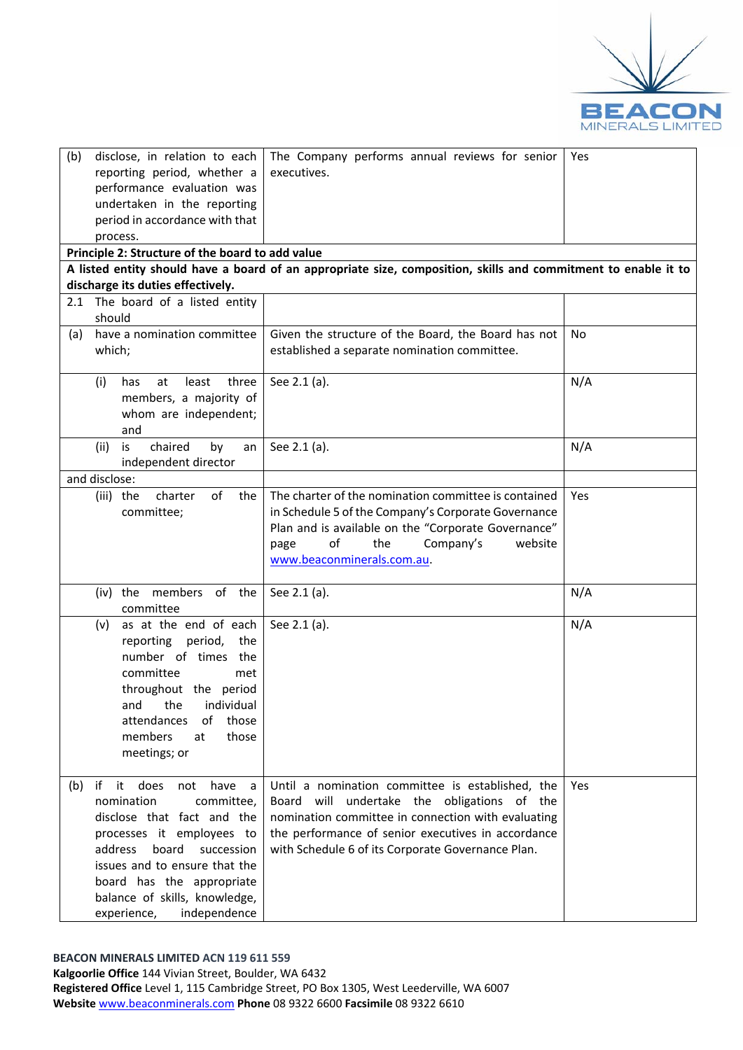| | | |
|---|---|---|
| (b) disclose, in relation to each reporting period, whether a performance evaluation was undertaken in the reporting period in accordance with that process. | The Company performs annual reviews for senior executives. | Yes |
| **Principle 2: Structure of the board to add value** | | |
| **A listed entity should have a board of an appropriate size, composition, skills and commitment to enable it to discharge its duties effectively.** | | |
| 2.1 The board of a listed entity should | | |
| (a) have a nomination committee which; | Given the structure of the Board, the Board has not established a separate nomination committee. | No |
| (i) has at least three members, a majority of whom are independent; and | See 2.1 (a). | N/A |
| (ii) is chaired by an independent director | See 2.1 (a). | N/A |
| and disclose: | | |
| (iii) the charter of the committee; | The charter of the nomination committee is contained in Schedule 5 of the Company's Corporate Governance Plan and is available on the "Corporate Governance" page of the Company's website www.beaconminerals.com.au. | Yes |
| (iv) the members of the committee | See 2.1 (a). | N/A |
| (v) as at the end of each reporting period, the number of times the committee met throughout the period and the individual attendances of those members at those meetings; or | See 2.1 (a). | N/A |
| (b) if it does not have a nomination committee, disclose that fact and the processes it employees to address board succession issues and to ensure that the board has the appropriate balance of skills, knowledge, experience, independence | Until a nomination committee is established, the Board will undertake the obligations of the nomination committee in connection with evaluating the performance of senior executives in accordance with Schedule 6 of its Corporate Governance Plan. | Yes |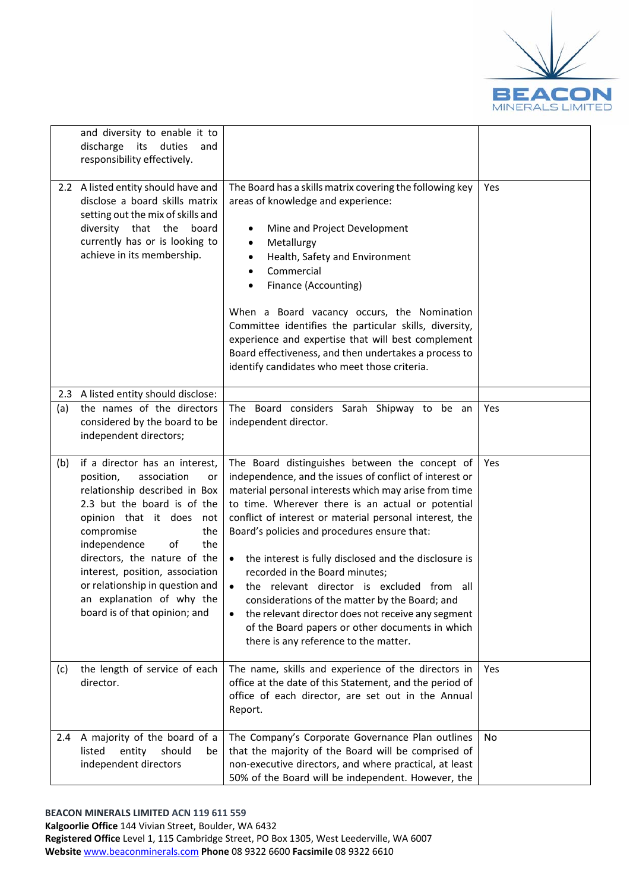| | | |
|---|---|---|
| and diversity to enable it to discharge its duties and responsibility effectively. | | |
| 2.2 A listed entity should have and disclose a board skills matrix setting out the mix of skills and diversity that the board currently has or is looking to achieve in its membership. | The Board has a skills matrix covering the following key areas of knowledge and experience:<br><br>• Mine and Project Development<br>• Metallurgy<br>• Health, Safety and Environment<br>• Commercial<br>• Finance (Accounting)<br><br>When a Board vacancy occurs, the Nomination Committee identifies the particular skills, diversity, experience and expertise that will best complement Board effectiveness, and then undertakes a process to identify candidates who meet those criteria. | Yes |
| 2.3 A listed entity should disclose: | | |
| (a) the names of the directors considered by the board to be independent directors; | The Board considers Sarah Shipway to be an independent director. | Yes |
| (b) if a director has an interest, position, association or relationship described in Box 2.3 but the board is of the opinion that it does not compromise the independence of the directors, the nature of the interest, position, association or relationship in question and an explanation of why the board is of that opinion; and | The Board distinguishes between the concept of independence, and the issues of conflict of interest or material personal interests which may arise from time to time. Wherever there is an actual or potential conflict of interest or material personal interest, the Board's policies and procedures ensure that:<br><br>• the interest is fully disclosed and the disclosure is recorded in the Board minutes;<br>• the relevant director is excluded from all considerations of the matter by the Board; and<br>• the relevant director does not receive any segment of the Board papers or other documents in which there is any reference to the matter. | Yes |
| (c) the length of service of each director. | The name, skills and experience of the directors in office at the date of this Statement, and the period of office of each director, are set out in the Annual Report. | Yes |
| 2.4 A majority of the board of a listed entity should be independent directors | The Company's Corporate Governance Plan outlines that the majority of the Board will be comprised of non-executive directors, and where practical, at least 50% of the Board will be independent. However, the | No |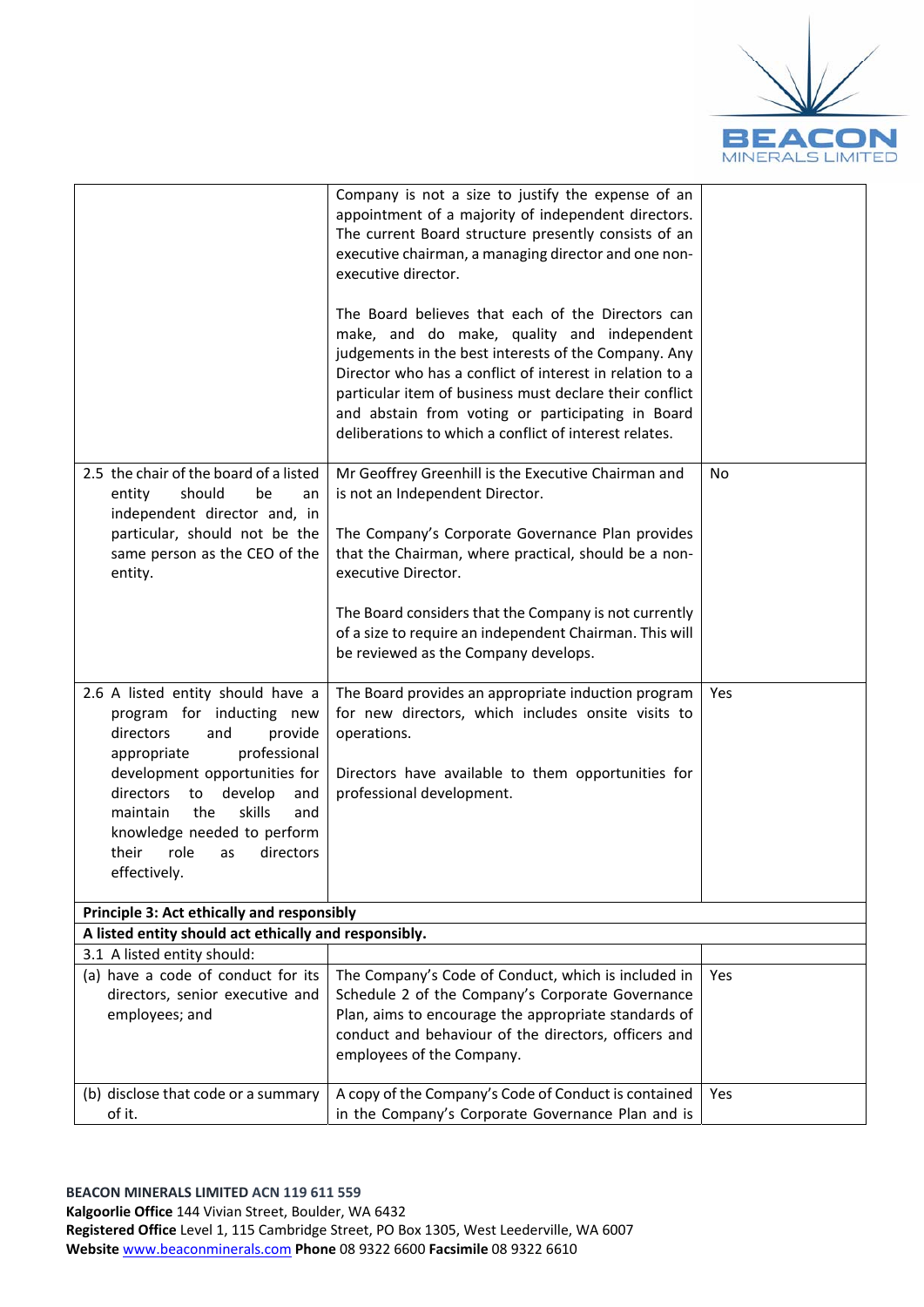| | | |
|---|---|---|
| | Company is not a size to justify the expense of an appointment of a majority of independent directors. The current Board structure presently consists of an executive chairman, a managing director and one non-executive director.<br><br>The Board believes that each of the Directors can make, and do make, quality and independent judgements in the best interests of the Company. Any Director who has a conflict of interest in relation to a particular item of business must declare their conflict and abstain from voting or participating in Board deliberations to which a conflict of interest relates. | |
| 2.5 the chair of the board of a listed entity should be an independent director and, in particular, should not be the same person as the CEO of the entity. | Mr Geoffrey Greenhill is the Executive Chairman and is not an Independent Director.<br><br>The Company's Corporate Governance Plan provides that the Chairman, where practical, should be a non-executive Director.<br><br>The Board considers that the Company is not currently of a size to require an independent Chairman. This will be reviewed as the Company develops. | No |
| 2.6 A listed entity should have a program for inducting new directors and provide appropriate professional development opportunities for directors to develop and maintain the skills and knowledge needed to perform their role as directors effectively. | The Board provides an appropriate induction program for new directors, which includes onsite visits to operations.<br><br>Directors have available to them opportunities for professional development. | Yes |
| **Principle 3: Act ethically and responsibly** | | |
| **A listed entity should act ethically and responsibly.** | | |
| 3.1 A listed entity should: | | |
| (a) have a code of conduct for its directors, senior executive and employees; and | The Company's Code of Conduct, which is included in Schedule 2 of the Company's Corporate Governance Plan, aims to encourage the appropriate standards of conduct and behaviour of the directors, officers and employees of the Company. | Yes |
| (b) disclose that code or a summary of it. | A copy of the Company's Code of Conduct is contained in the Company's Corporate Governance Plan and is | Yes |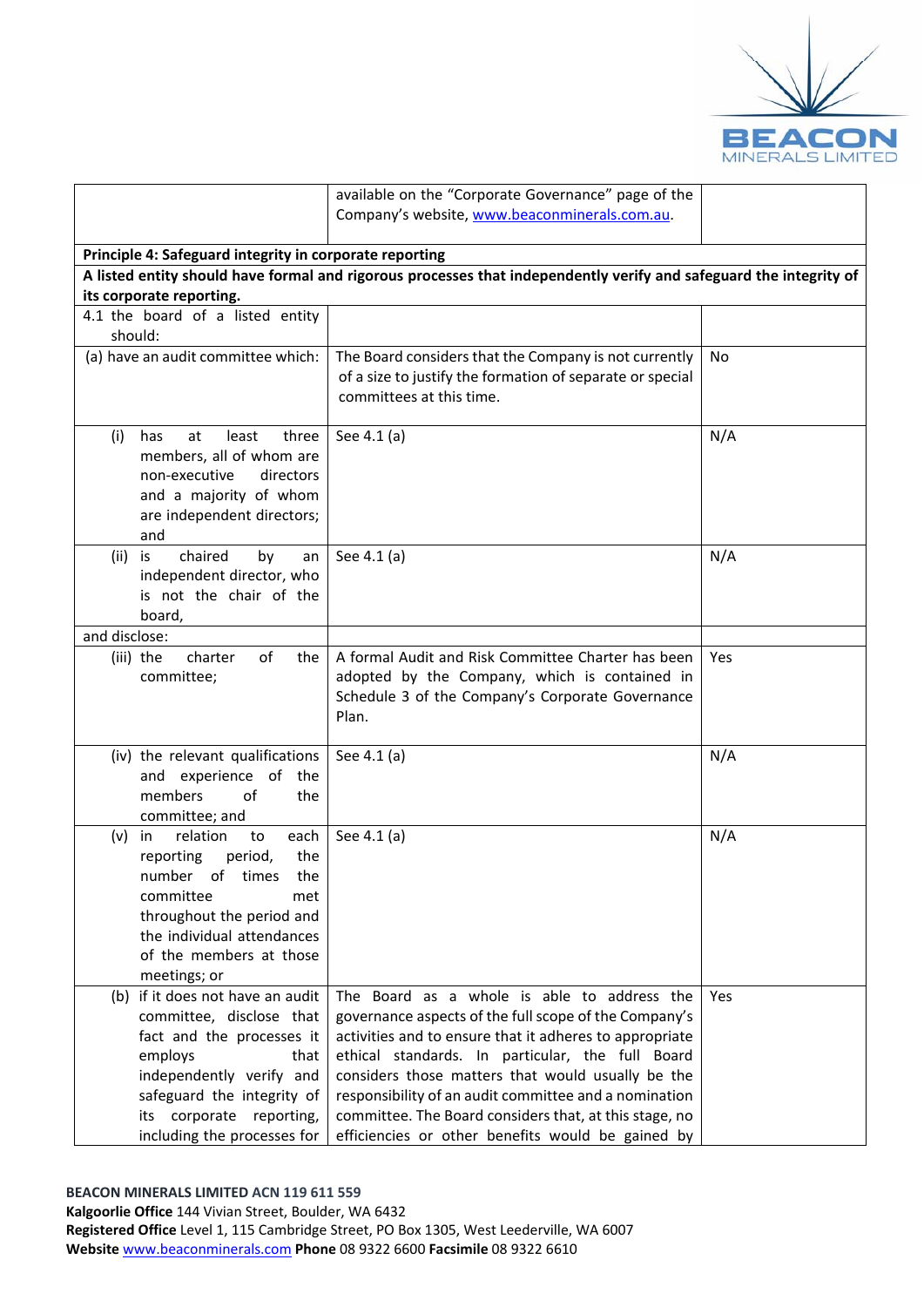| | | |
|---|---|---|
| | available on the "Corporate Governance" page of the Company's website, www.beaconminerals.com.au. | |
| **Principle 4: Safeguard integrity in corporate reporting** | | |
| **A listed entity should have formal and rigorous processes that independently verify and safeguard the integrity of its corporate reporting.** | | |
| 4.1 the board of a listed entity should: | | |
| (a) have an audit committee which: | The Board considers that the Company is not currently of a size to justify the formation of separate or special committees at this time. | No |
| (i) has at least three members, all of whom are non-executive directors and a majority of whom are independent directors; and | See 4.1 (a) | N/A |
| (ii) is chaired by an independent director, who is not the chair of the board, | See 4.1 (a) | N/A |
| and disclose: | | |
| (iii) the charter of the committee; | A formal Audit and Risk Committee Charter has been adopted by the Company, which is contained in Schedule 3 of the Company's Corporate Governance Plan. | Yes |
| (iv) the relevant qualifications and experience of the members of the committee; and | See 4.1 (a) | N/A |
| (v) in relation to each reporting period, the number of times the committee met throughout the period and the individual attendances of the members at those meetings; or | See 4.1 (a) | N/A |
| (b) if it does not have an audit committee, disclose that fact and the processes it employs that independently verify and safeguard the integrity of its corporate reporting, including the processes for | The Board as a whole is able to address the governance aspects of the full scope of the Company's activities and to ensure that it adheres to appropriate ethical standards. In particular, the full Board considers those matters that would usually be the responsibility of an audit committee and a nomination committee. The Board considers that, at this stage, no efficiencies or other benefits would be gained by | Yes |

**BEACON MINERALS LIMITED ACN 119 611 559**
**Kalgoorlie Office** 144 Vivian Street, Boulder, WA 6432
**Registered Office** Level 1, 115 Cambridge Street, PO Box 1305, West Leederville, WA 6007
**Website** www.beaconminerals.com **Phone** 08 9322 6600 **Facsimile** 08 9322 6610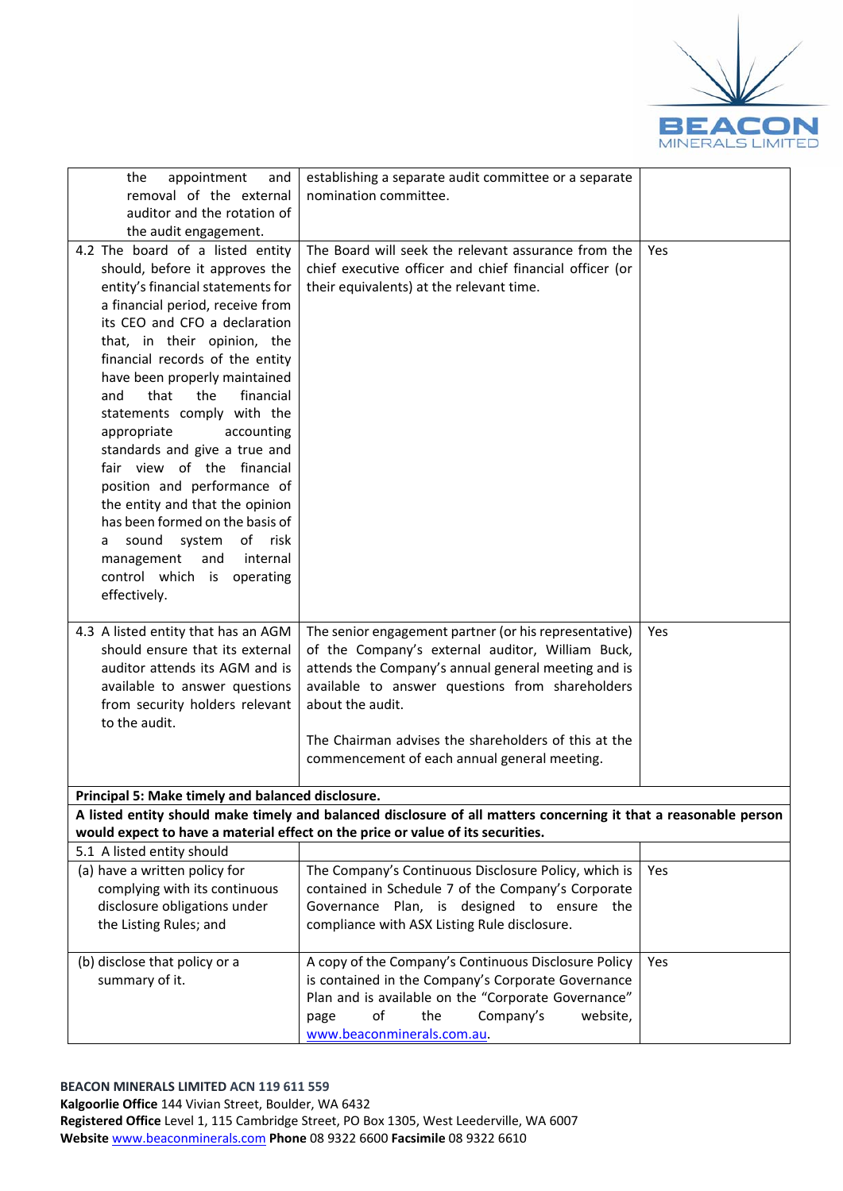| | | |
|---|---|---|
| the appointment and removal of the external auditor and the rotation of the audit engagement. | establishing a separate audit committee or a separate nomination committee. | |
| 4.2 The board of a listed entity should, before it approves the entity's financial statements for a financial period, receive from its CEO and CFO a declaration that, in their opinion, the financial records of the entity have been properly maintained and that the financial statements comply with the appropriate accounting standards and give a true and fair view of the financial position and performance of the entity and that the opinion has been formed on the basis of a sound system of risk management and internal control which is operating effectively. | The Board will seek the relevant assurance from the chief executive officer and chief financial officer (or their equivalents) at the relevant time. | Yes |
| 4.3 A listed entity that has an AGM should ensure that its external auditor attends its AGM and is available to answer questions from security holders relevant to the audit. | The senior engagement partner (or his representative) of the Company's external auditor, William Buck, attends the Company's annual general meeting and is available to answer questions from shareholders about the audit.<br><br>The Chairman advises the shareholders of this at the commencement of each annual general meeting. | Yes |
| **Principal 5: Make timely and balanced disclosure.** | | |
| **A listed entity should make timely and balanced disclosure of all matters concerning it that a reasonable person would expect to have a material effect on the price or value of its securities.** | | |
| 5.1 A listed entity should | | |
| (a) have a written policy for complying with its continuous disclosure obligations under the Listing Rules; and | The Company's Continuous Disclosure Policy, which is contained in Schedule 7 of the Company's Corporate Governance Plan, is designed to ensure the compliance with ASX Listing Rule disclosure. | Yes |
| (b) disclose that policy or a summary of it. | A copy of the Company's Continuous Disclosure Policy is contained in the Company's Corporate Governance Plan and is available on the "Corporate Governance" page of the Company's website, www.beaconminerals.com.au. | Yes |

**BEACON MINERALS LIMITED ACN 119 611 559**
**Kalgoorlie Office** 144 Vivian Street, Boulder, WA 6432
**Registered Office** Level 1, 115 Cambridge Street, PO Box 1305, West Leederville, WA 6007
**Website** www.beaconminerals.com **Phone** 08 9322 6600 **Facsimile** 08 9322 6610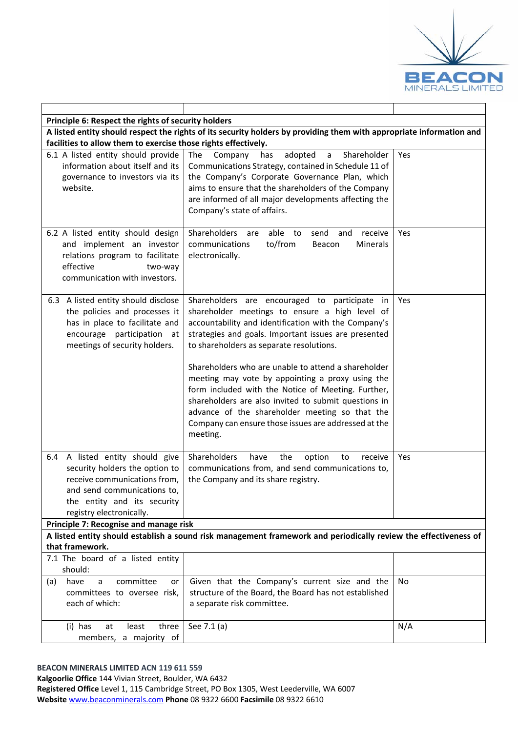| | | |
|---|---|---|
| **Principle 6: Respect the rights of security holders** | | |
| **A listed entity should respect the rights of its security holders by providing them with appropriate information and facilities to allow them to exercise those rights effectively.** | | |
| 6.1 A listed entity should provide information about itself and its governance to investors via its website. | The Company has adopted a Shareholder Communications Strategy, contained in Schedule 11 of the Company's Corporate Governance Plan, which aims to ensure that the shareholders of the Company are informed of all major developments affecting the Company's state of affairs. | Yes |
| 6.2 A listed entity should design and implement an investor relations program to facilitate effective two-way communication with investors. | Shareholders are able to send and receive communications to/from Beacon Minerals electronically. | Yes |
| 6.3 A listed entity should disclose the policies and processes it has in place to facilitate and encourage participation at meetings of security holders. | Shareholders are encouraged to participate in shareholder meetings to ensure a high level of accountability and identification with the Company's strategies and goals. Important issues are presented to shareholders as separate resolutions.<br><br>Shareholders who are unable to attend a shareholder meeting may vote by appointing a proxy using the form included with the Notice of Meeting. Further, shareholders are also invited to submit questions in advance of the shareholder meeting so that the Company can ensure those issues are addressed at the meeting. | Yes |
| 6.4 A listed entity should give security holders the option to receive communications from, and send communications to, the entity and its security registry electronically. | Shareholders have the option to receive communications from, and send communications to, the Company and its share registry. | Yes |
| **Principle 7: Recognise and manage risk** | | |
| **A listed entity should establish a sound risk management framework and periodically review the effectiveness of that framework.** | | |
| 7.1 The board of a listed entity should: | | |
| (a) have a committee or committees to oversee risk, each of which: | Given that the Company's current size and the structure of the Board, the Board has not established a separate risk committee. | No |
| (i) has at least three members, a majority of | See 7.1 (a) | N/A |

**BEACON MINERALS LIMITED ACN 119 611 559**
**Kalgoorlie Office** 144 Vivian Street, Boulder, WA 6432
**Registered Office** Level 1, 115 Cambridge Street, PO Box 1305, West Leederville, WA 6007
**Website** www.beaconminerals.com **Phone** 08 9322 6600 **Facsimile** 08 9322 6610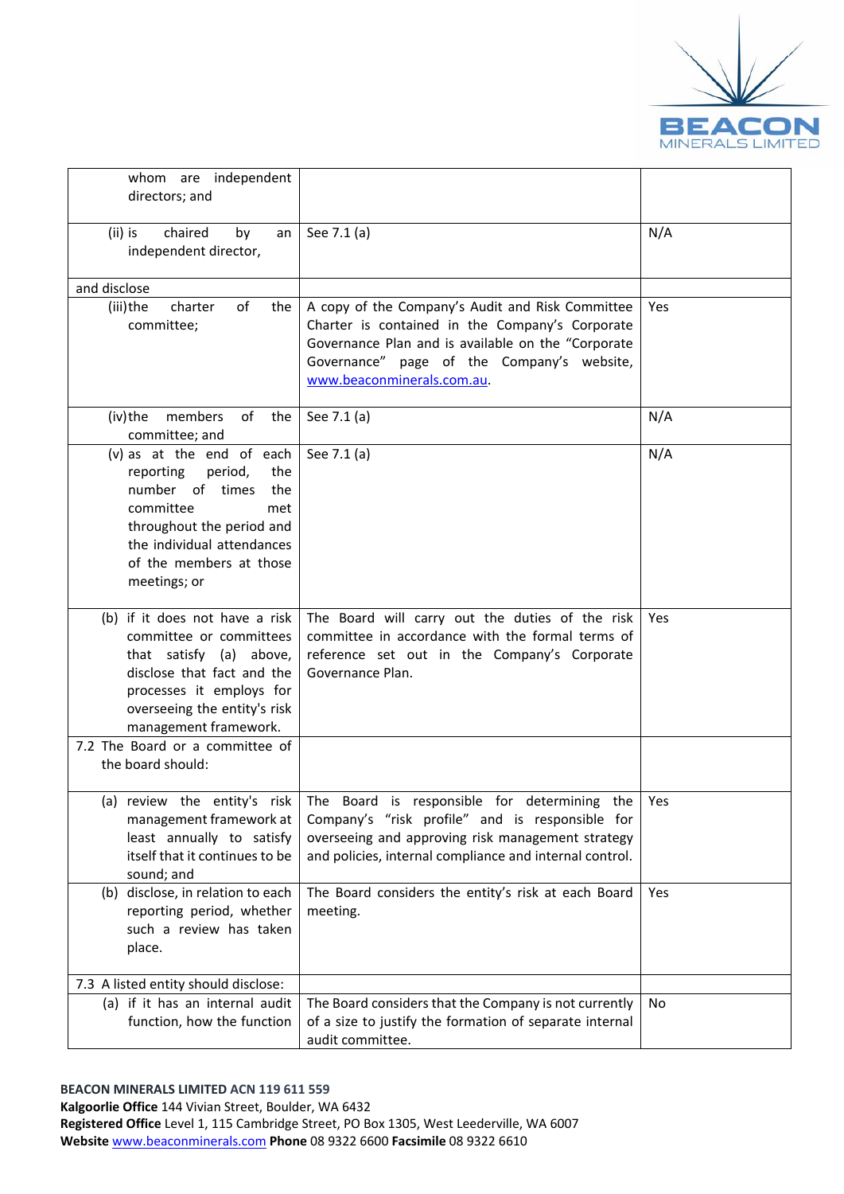| | | |
|---|---|---|
| whom are independent directors; and | | |
| (ii) is chaired by an independent director, | See 7.1 (a) | N/A |
| and disclose | | |
| (iii) the charter of the committee; | A copy of the Company's Audit and Risk Committee Charter is contained in the Company's Corporate Governance Plan and is available on the "Corporate Governance" page of the Company's website, www.beaconminerals.com.au. | Yes |
| (iv) the members of the committee; and | See 7.1 (a) | N/A |
| (v) as at the end of each reporting period, the number of times the committee met throughout the period and the individual attendances of the members at those meetings; or | See 7.1 (a) | N/A |
| (b) if it does not have a risk committee or committees that satisfy (a) above, disclose that fact and the processes it employs for overseeing the entity's risk management framework. | The Board will carry out the duties of the risk committee in accordance with the formal terms of reference set out in the Company's Corporate Governance Plan. | Yes |
| 7.2 The Board or a committee of the board should: | | |
| (a) review the entity's risk management framework at least annually to satisfy itself that it continues to be sound; and | The Board is responsible for determining the Company's "risk profile" and is responsible for overseeing and approving risk management strategy and policies, internal compliance and internal control. | Yes |
| (b) disclose, in relation to each reporting period, whether such a review has taken place. | The Board considers the entity's risk at each Board meeting. | Yes |
| 7.3 A listed entity should disclose: | | |
| (a) if it has an internal audit function, how the function | The Board considers that the Company is not currently of a size to justify the formation of separate internal audit committee. | No |

**BEACON MINERALS LIMITED ACN 119 611 559**
**Kalgoorlie Office** 144 Vivian Street, Boulder, WA 6432
**Registered Office** Level 1, 115 Cambridge Street, PO Box 1305, West Leederville, WA 6007
**Website** www.beaconminerals.com **Phone** 08 9322 6600 **Facsimile** 08 9322 6610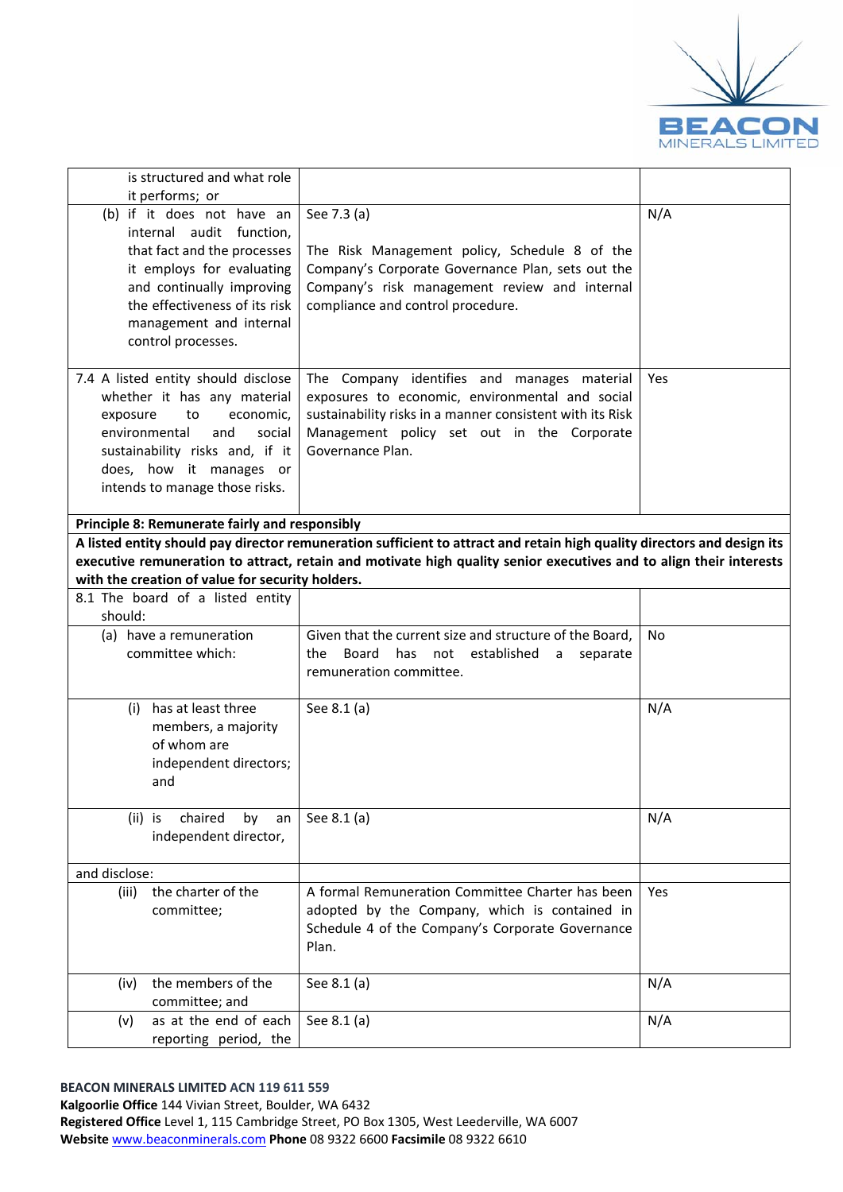| | | |
|---|---|---|
| is structured and what role it performs; or | | |
| (b) if it does not have an internal audit function, that fact and the processes it employs for evaluating and continually improving the effectiveness of its risk management and internal control processes. | See 7.3 (a)<br><br>The Risk Management policy, Schedule 8 of the Company's Corporate Governance Plan, sets out the Company's risk management review and internal compliance and control procedure. | N/A |
| 7.4 A listed entity should disclose whether it has any material exposure to economic, environmental and social sustainability risks and, if it does, how it manages or intends to manage those risks. | The Company identifies and manages material exposures to economic, environmental and social sustainability risks in a manner consistent with its Risk Management policy set out in the Corporate Governance Plan. | Yes |
| **Principle 8: Remunerate fairly and responsibly** | | |
| **A listed entity should pay director remuneration sufficient to attract and retain high quality directors and design its executive remuneration to attract, retain and motivate high quality senior executives and to align their interests with the creation of value for security holders.** | | |
| 8.1 The board of a listed entity should: | | |
| (a) have a remuneration committee which: | Given that the current size and structure of the Board, the Board has not established a separate remuneration committee. | No |
| (i) has at least three members, a majority of whom are independent directors; and | See 8.1 (a) | N/A |
| (ii) is chaired by an independent director, | See 8.1 (a) | N/A |
| and disclose: | | |
| (iii) the charter of the committee; | A formal Remuneration Committee Charter has been adopted by the Company, which is contained in Schedule 4 of the Company's Corporate Governance Plan. | Yes |
| (iv) the members of the committee; and | See 8.1 (a) | N/A |
| (v) as at the end of each reporting period, the | See 8.1 (a) | N/A |

**BEACON MINERALS LIMITED ACN 119 611 559**
**Kalgoorlie Office** 144 Vivian Street, Boulder, WA 6432
**Registered Office** Level 1, 115 Cambridge Street, PO Box 1305, West Leederville, WA 6007
**Website** www.beaconminerals.com **Phone** 08 9322 6600 **Facsimile** 08 9322 6610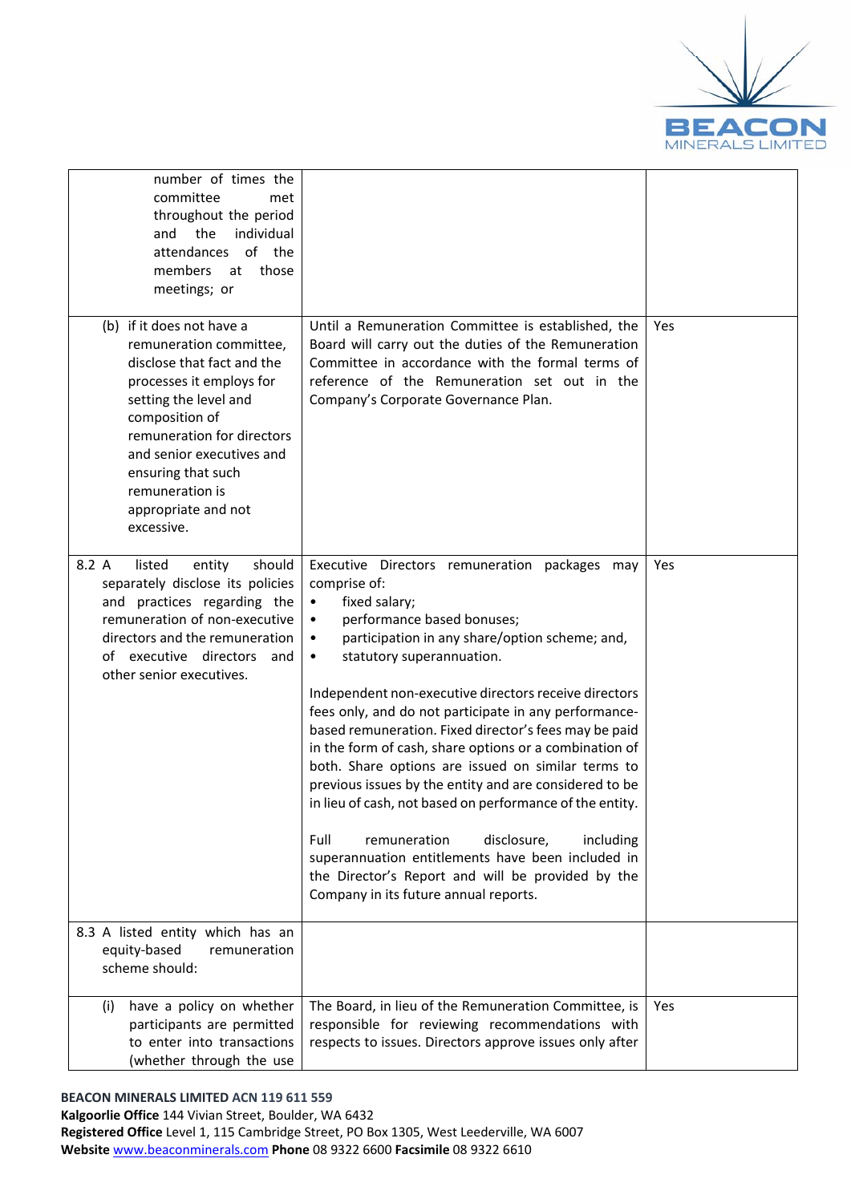| | | |
|---|---|---|
| number of times the committee met throughout the period and the individual attendances of the members at those meetings; or | | |
| (b) if it does not have a remuneration committee, disclose that fact and the processes it employs for setting the level and composition of remuneration for directors and senior executives and ensuring that such remuneration is appropriate and not excessive. | Until a Remuneration Committee is established, the Board will carry out the duties of the Remuneration Committee in accordance with the formal terms of reference of the Remuneration set out in the Company's Corporate Governance Plan. | Yes |
| 8.2 A listed entity should separately disclose its policies and practices regarding the remuneration of non-executive directors and the remuneration of executive directors and other senior executives. | Executive Directors remuneration packages may comprise of:<br>• fixed salary;<br>• performance based bonuses;<br>• participation in any share/option scheme; and,<br>• statutory superannuation.<br><br>Independent non-executive directors receive directors fees only, and do not participate in any performance-based remuneration. Fixed director's fees may be paid in the form of cash, share options or a combination of both. Share options are issued on similar terms to previous issues by the entity and are considered to be in lieu of cash, not based on performance of the entity.<br><br>Full remuneration disclosure, including superannuation entitlements have been included in the Director's Report and will be provided by the Company in its future annual reports. | Yes |
| 8.3 A listed entity which has an equity-based remuneration scheme should: | | |
| (i) have a policy on whether participants are permitted to enter into transactions (whether through the use | The Board, in lieu of the Remuneration Committee, is responsible for reviewing recommendations with respects to issues. Directors approve issues only after | Yes |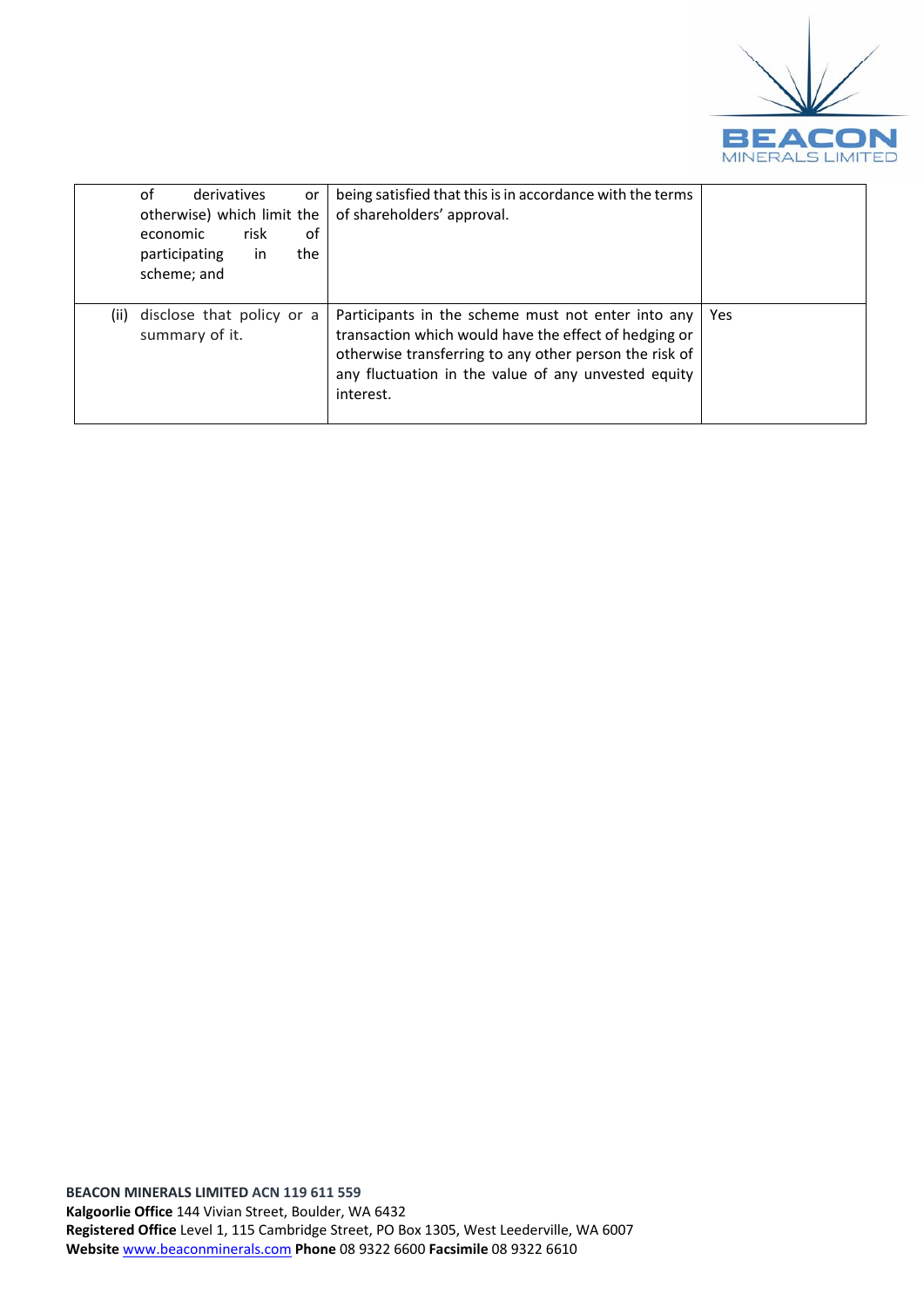| | | |
|---|---|---|
| of derivatives or otherwise) which limit the economic risk of participating in the scheme; and | being satisfied that this is in accordance with the terms of shareholders' approval. | |
| (ii) disclose that policy or a summary of it. | Participants in the scheme must not enter into any transaction which would have the effect of hedging or otherwise transferring to any other person the risk of any fluctuation in the value of any unvested equity interest. | Yes |

**BEACON MINERALS LIMITED ACN 119 611 559**
**Kalgoorlie Office** 144 Vivian Street, Boulder, WA 6432
**Registered Office** Level 1, 115 Cambridge Street, PO Box 1305, West Leederville, WA 6007
**Website** www.beaconminerals.com **Phone** 08 9322 6600 **Facsimile** 08 9322 6610